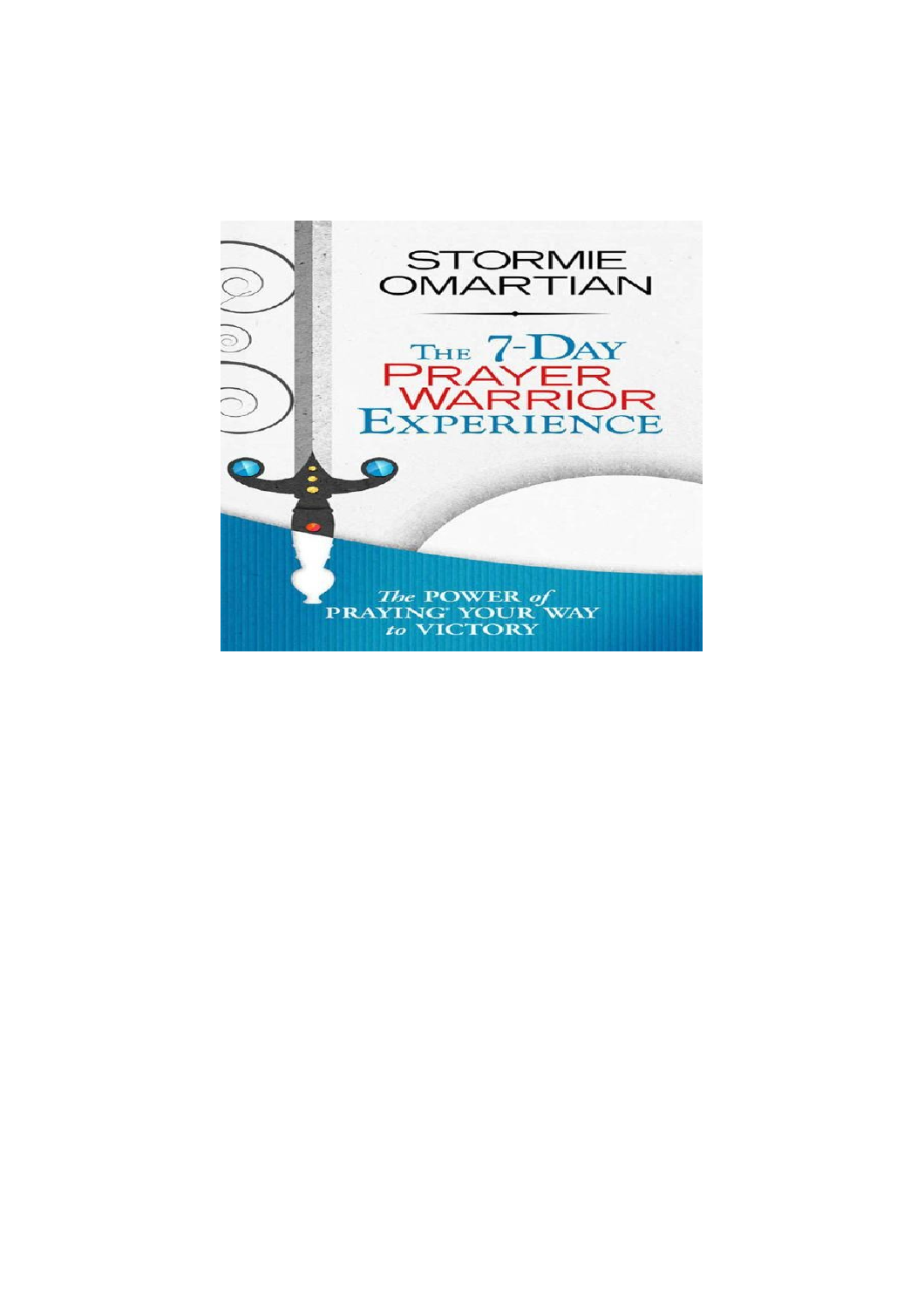STORMIE OMARTIAN

# The 7-Day Prayer Warrior Experience

*The* POWER *of* PRAYING® YOUR WAY *to* VICTORY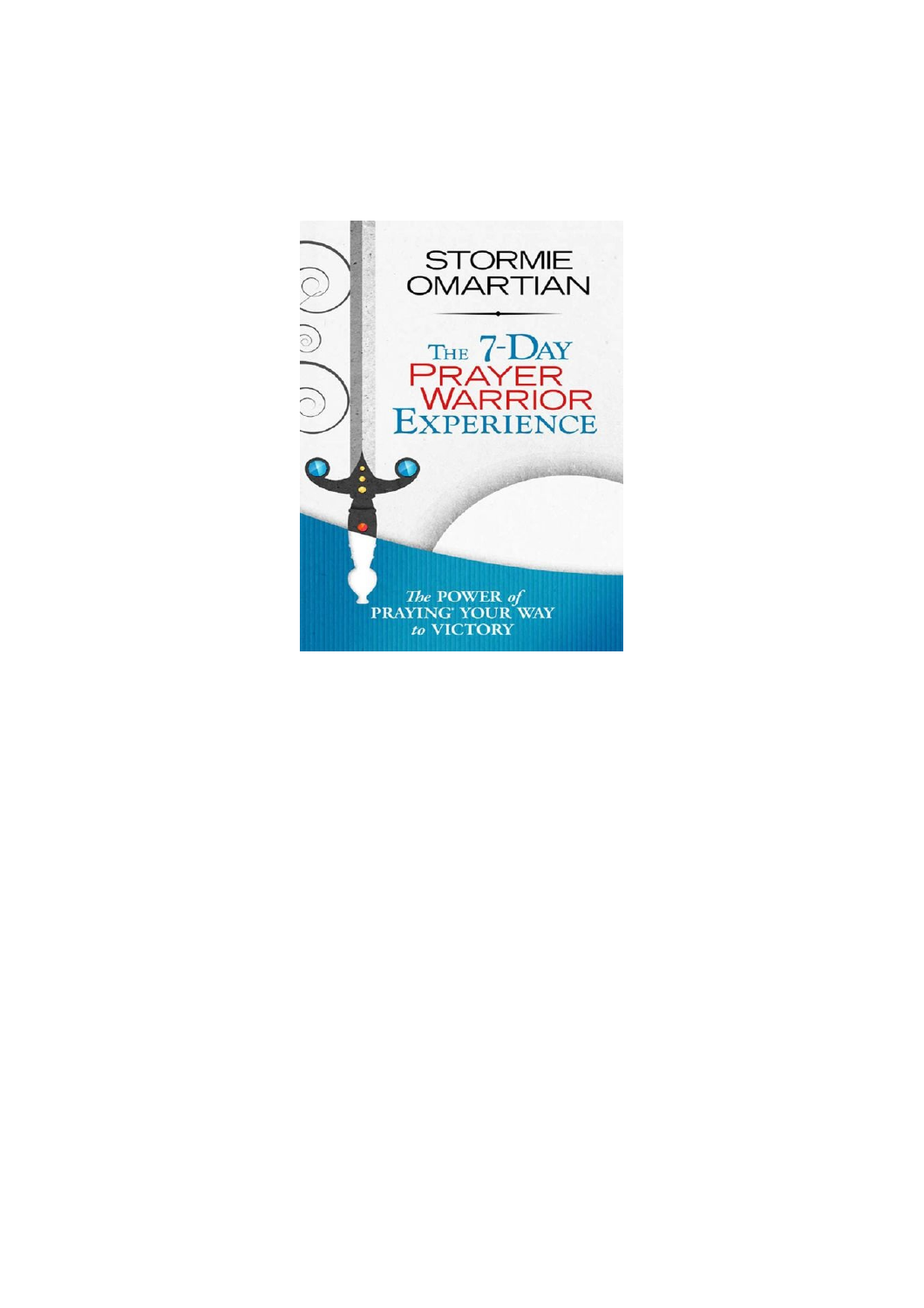STORMIE OMARTIAN

# The 7-Day Prayer Warrior Experience

*The* POWER *of* PRAYING® YOUR WAY *to* VICTORY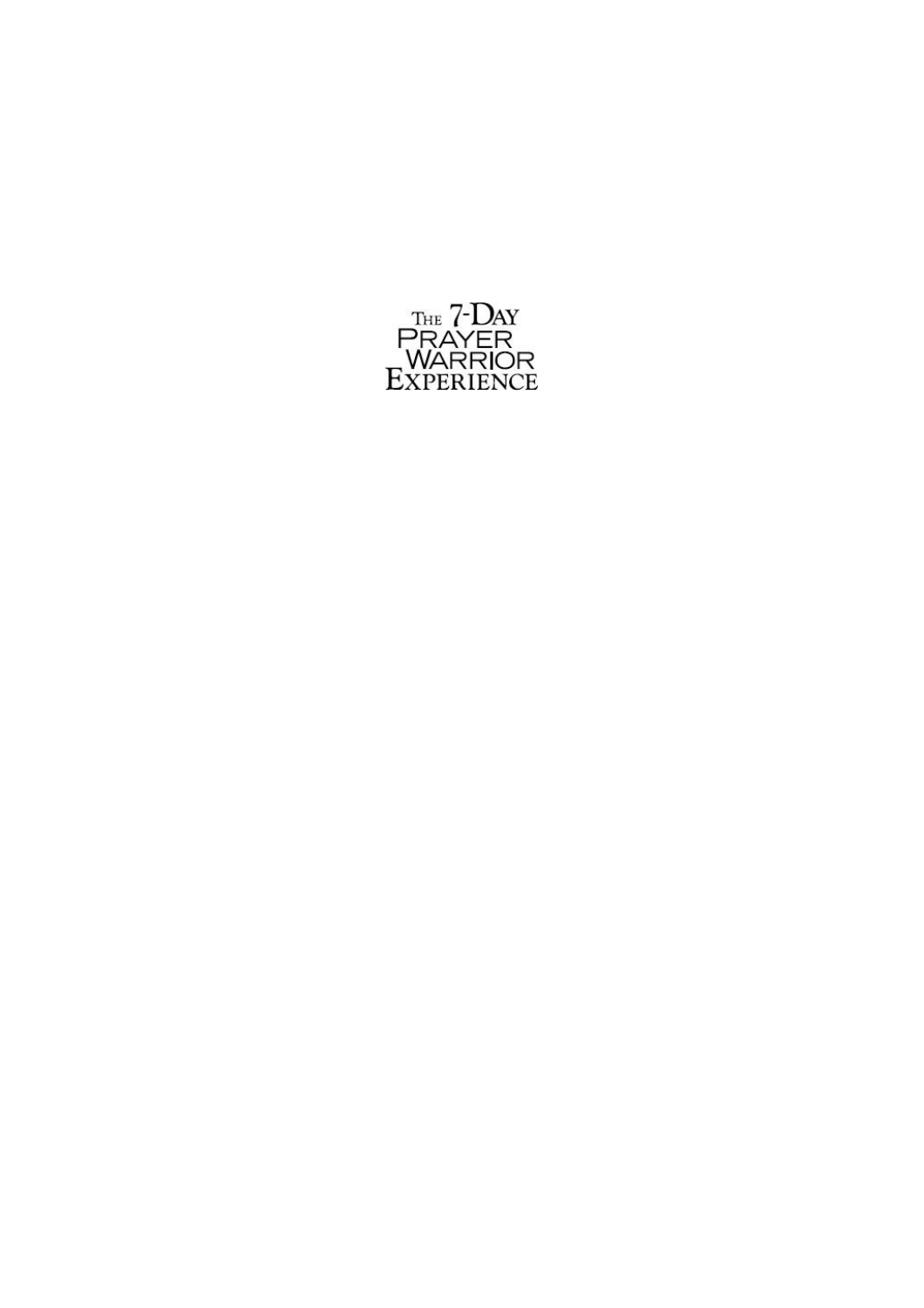# The 7-Day Prayer Warrior Experience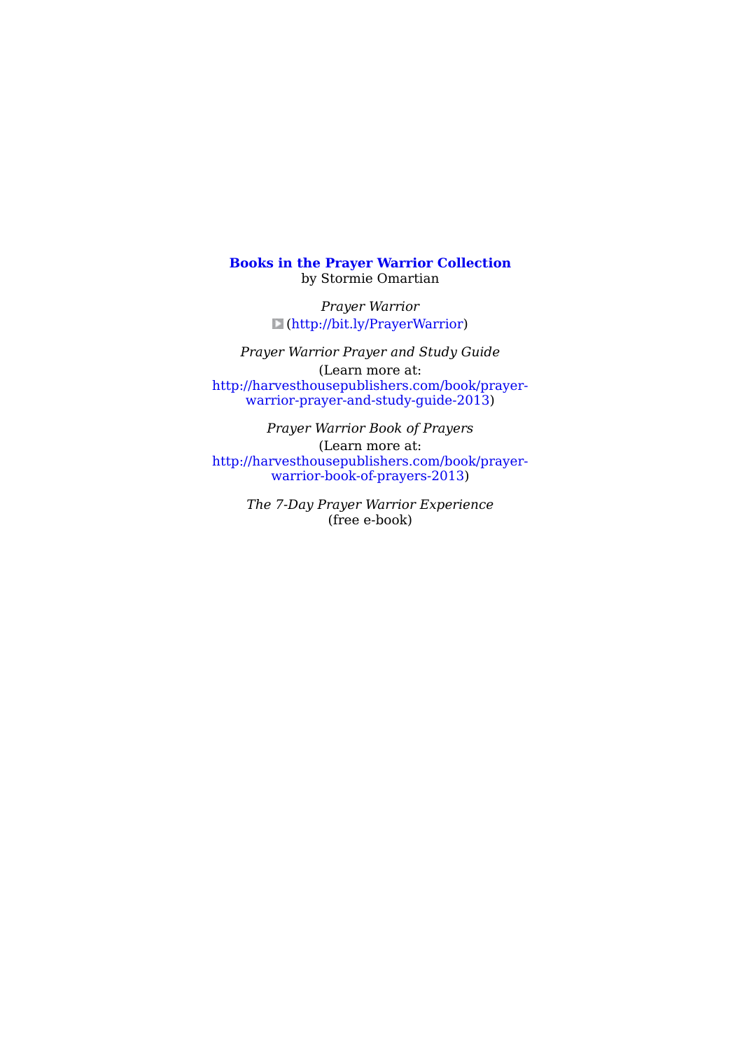**Books in the Prayer Warrior Collection**
by Stormie Omartian

*Prayer Warrior*
(http://bit.ly/PrayerWarrior)

*Prayer Warrior Prayer and Study Guide*
(Learn more at: http://harvesthousepublishers.com/book/prayer-warrior-prayer-and-study-guide-2013)

*Prayer Warrior Book of Prayers*
(Learn more at: http://harvesthousepublishers.com/book/prayer-warrior-book-of-prayers-2013)

*The 7-Day Prayer Warrior Experience*
(free e-book)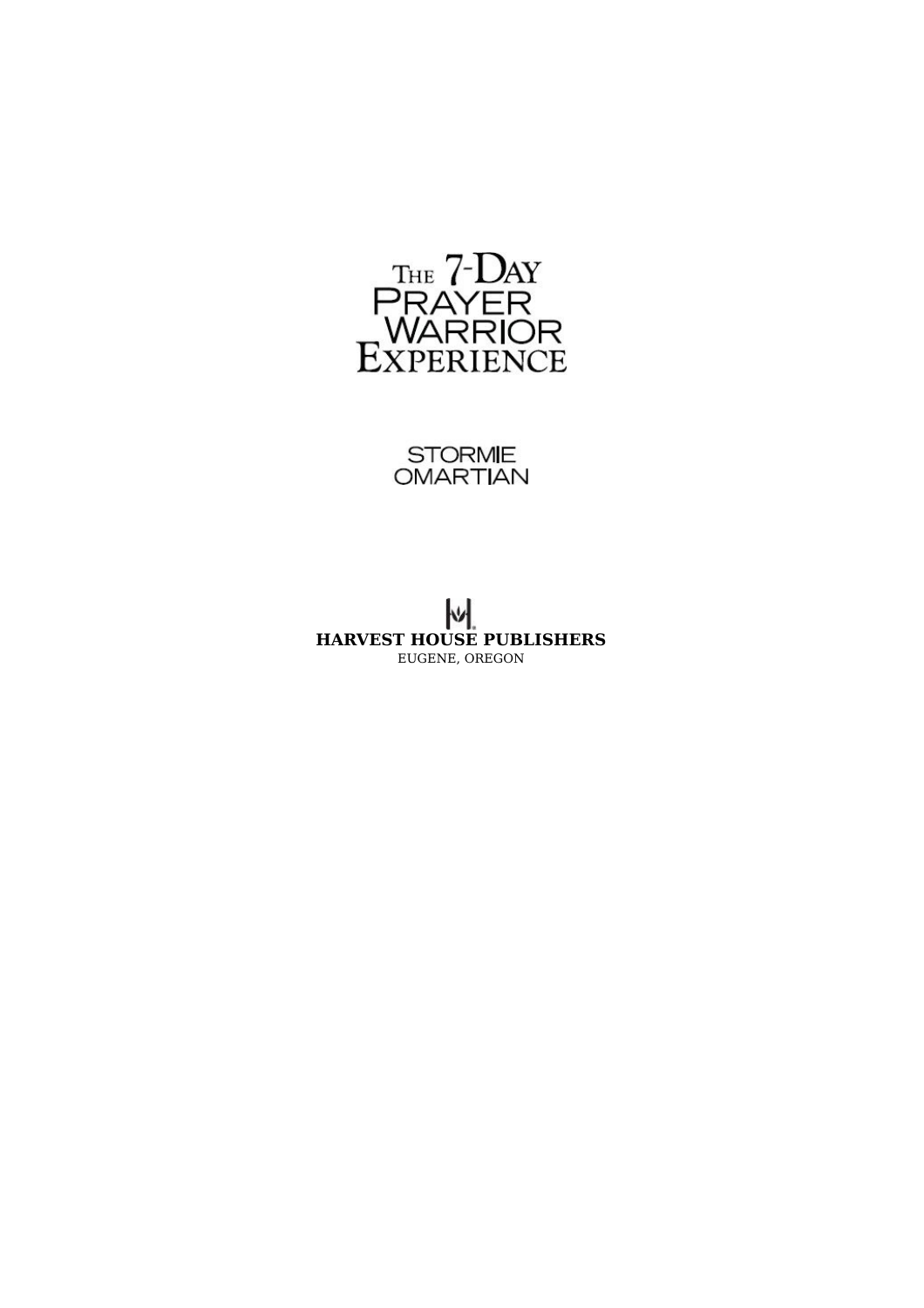# The 7-Day Prayer Warrior Experience

STORMIE OMARTIAN

**HARVEST HOUSE PUBLISHERS**
EUGENE, OREGON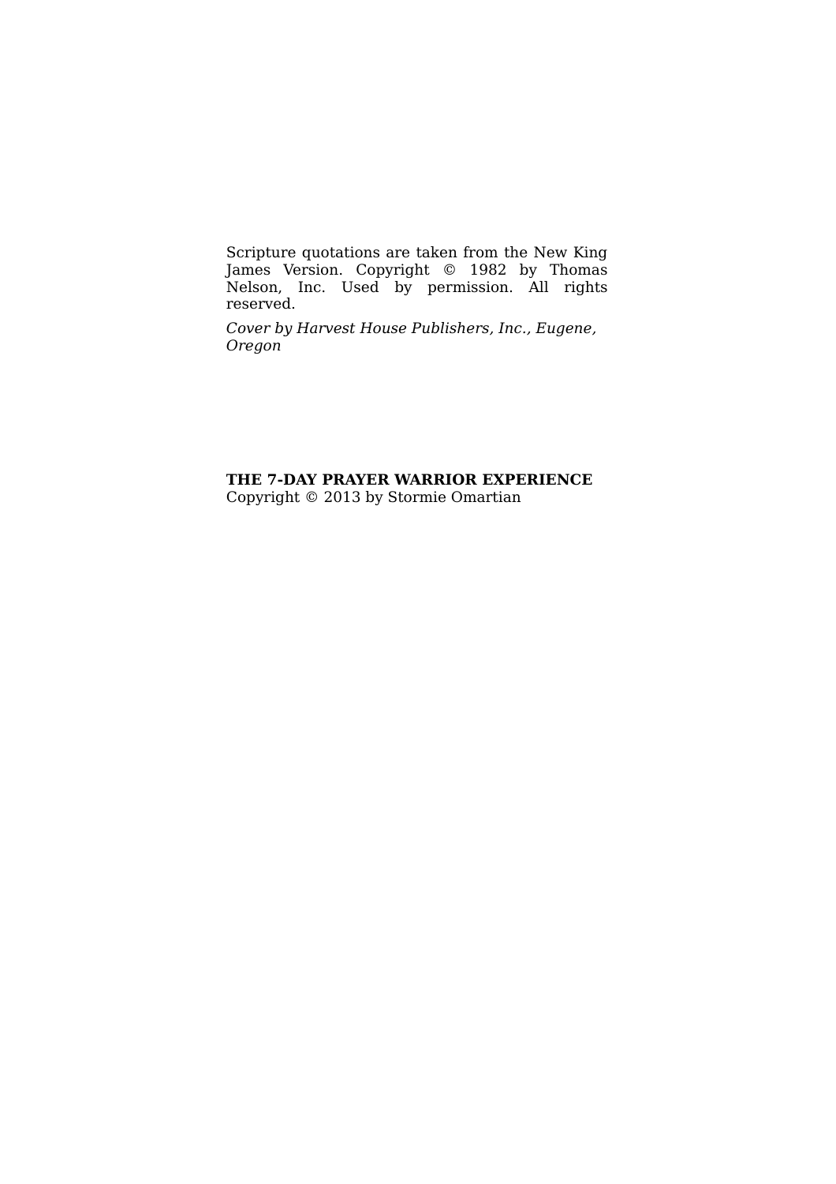Scripture quotations are taken from the New King James Version. Copyright © 1982 by Thomas Nelson, Inc. Used by permission. All rights reserved.

*Cover by Harvest House Publishers, Inc., Eugene, Oregon*

**THE 7-DAY PRAYER WARRIOR EXPERIENCE**
Copyright © 2013 by Stormie Omartian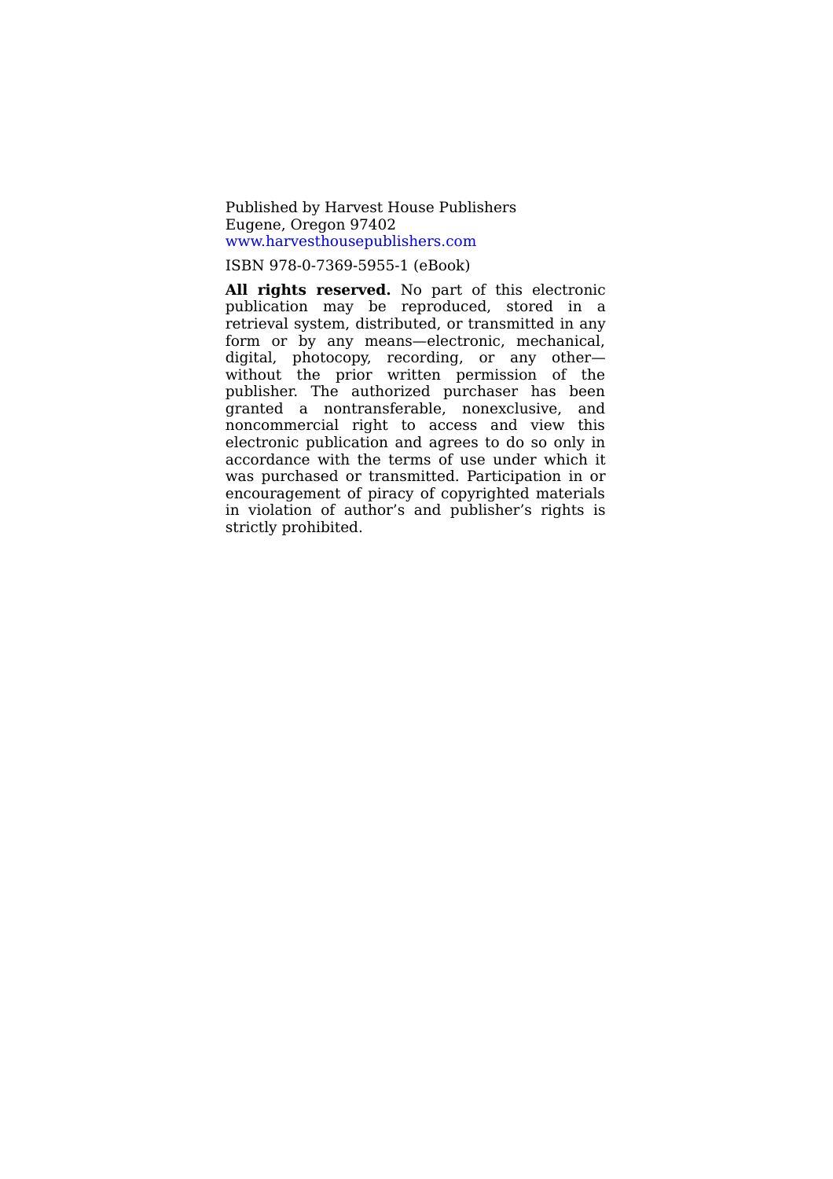Published by Harvest House Publishers
Eugene, Oregon 97402
www.harvesthousepublishers.com

ISBN 978-0-7369-5955-1 (eBook)

**All rights reserved.** No part of this electronic publication may be reproduced, stored in a retrieval system, distributed, or transmitted in any form or by any means—electronic, mechanical, digital, photocopy, recording, or any other—without the prior written permission of the publisher. The authorized purchaser has been granted a nontransferable, nonexclusive, and noncommercial right to access and view this electronic publication and agrees to do so only in accordance with the terms of use under which it was purchased or transmitted. Participation in or encouragement of piracy of copyrighted materials in violation of author's and publisher's rights is strictly prohibited.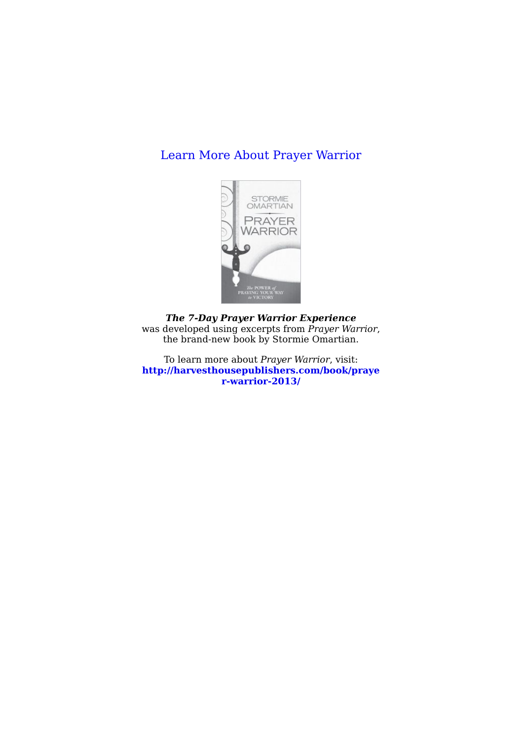Learn More About Prayer Warrior

***The 7-Day Prayer Warrior Experience***
was developed using excerpts from *Prayer Warrior,*
the brand-new book by Stormie Omartian.

To learn more about *Prayer Warrior,* visit:
**http://harvesthousepublishers.com/book/prayer-warrior-2013/**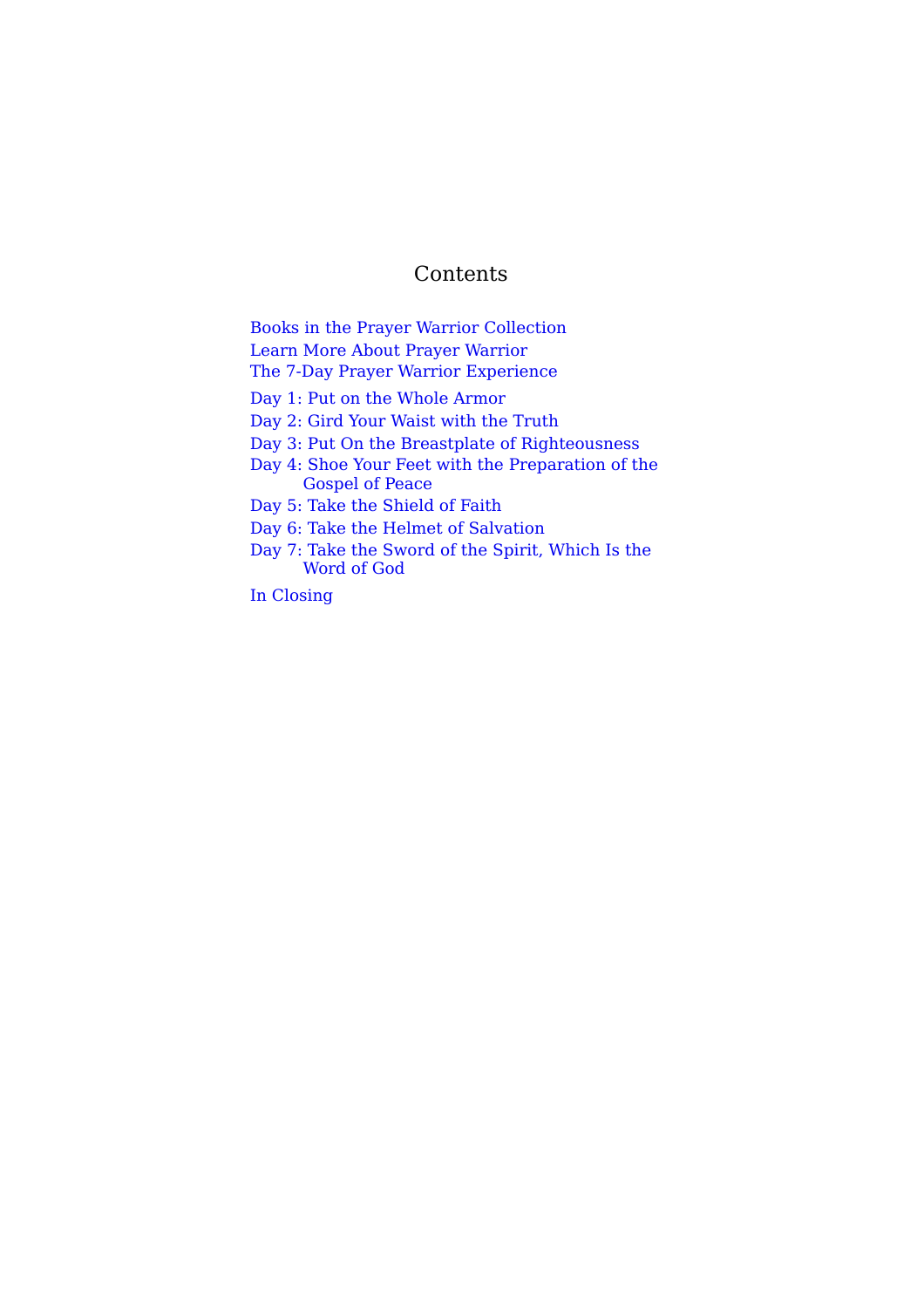# Contents

- Books in the Prayer Warrior Collection
- Learn More About Prayer Warrior
- The 7-Day Prayer Warrior Experience
- Day 1: Put on the Whole Armor
- Day 2: Gird Your Waist with the Truth
- Day 3: Put On the Breastplate of Righteousness
- Day 4: Shoe Your Feet with the Preparation of the Gospel of Peace
- Day 5: Take the Shield of Faith
- Day 6: Take the Helmet of Salvation
- Day 7: Take the Sword of the Spirit, Which Is the Word of God
- In Closing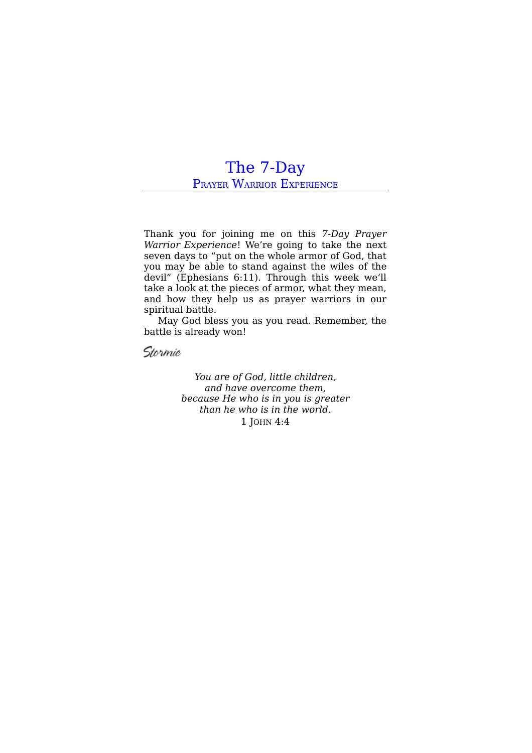# The 7-Day

## Prayer Warrior Experience

Thank you for joining me on this *7-Day Prayer Warrior Experience*! We're going to take the next seven days to "put on the whole armor of God, that you may be able to stand against the wiles of the devil" (Ephesians 6:11). Through this week we'll take a look at the pieces of armor, what they mean, and how they help us as prayer warriors in our spiritual battle.

May God bless you as you read. Remember, the battle is already won!

Stormie

*You are of God, little children,*
*and have overcome them,*
*because He who is in you is greater*
*than he who is in the world.*
1 John 4:4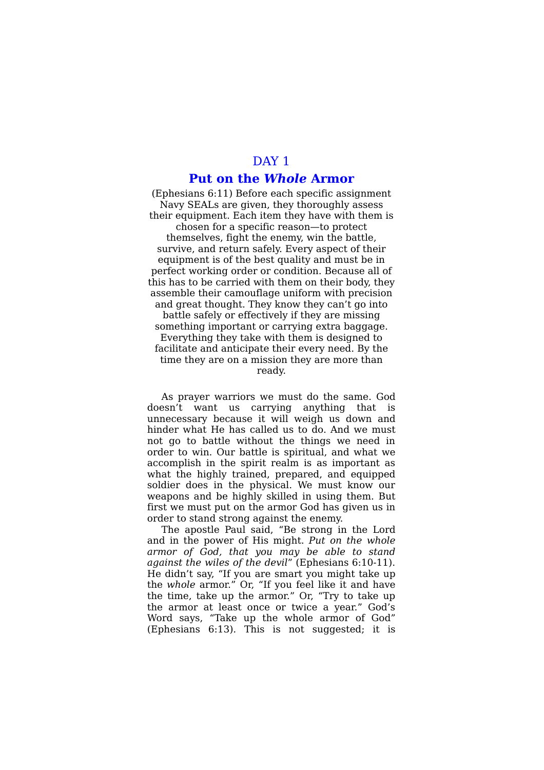DAY 1

## Put on the *Whole* Armor

(Ephesians 6:11) Before each specific assignment Navy SEALs are given, they thoroughly assess their equipment. Each item they have with them is chosen for a specific reason—to protect themselves, fight the enemy, win the battle, survive, and return safely. Every aspect of their equipment is of the best quality and must be in perfect working order or condition. Because all of this has to be carried with them on their body, they assemble their camouflage uniform with precision and great thought. They know they can't go into battle safely or effectively if they are missing something important or carrying extra baggage. Everything they take with them is designed to facilitate and anticipate their every need. By the time they are on a mission they are more than ready.

As prayer warriors we must do the same. God doesn't want us carrying anything that is unnecessary because it will weigh us down and hinder what He has called us to do. And we must not go to battle without the things we need in order to win. Our battle is spiritual, and what we accomplish in the spirit realm is as important as what the highly trained, prepared, and equipped soldier does in the physical. We must know our weapons and be highly skilled in using them. But first we must put on the armor God has given us in order to stand strong against the enemy.

The apostle Paul said, "Be strong in the Lord and in the power of His might. *Put on the whole armor of God, that you may be able to stand against the wiles of the devil*" (Ephesians 6:10-11). He didn't say, "If you are smart you might take up the *whole* armor." Or, "If you feel like it and have the time, take up the armor." Or, "Try to take up the armor at least once or twice a year." God's Word says, "Take up the whole armor of God" (Ephesians 6:13). This is not suggested; it is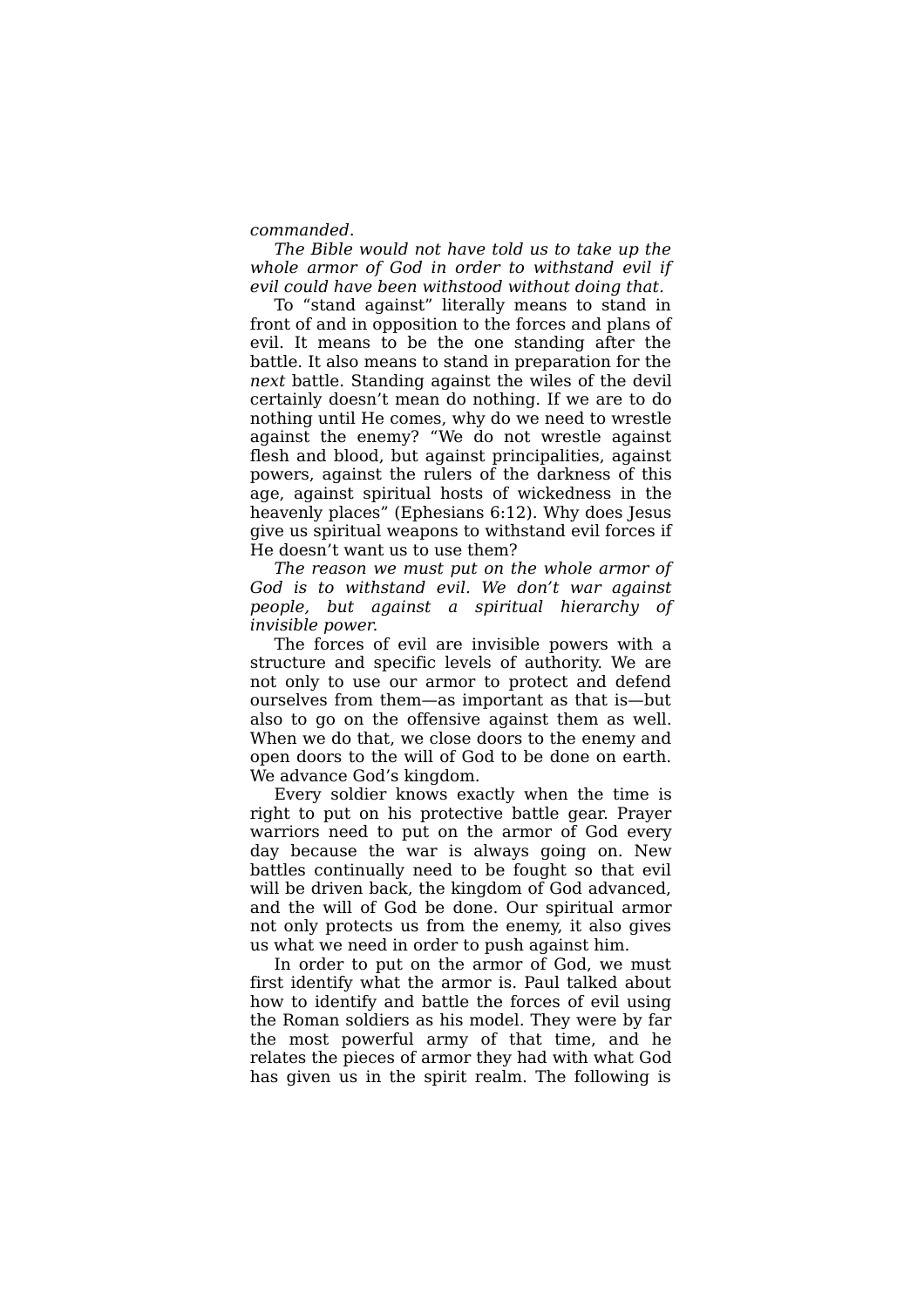*commanded*.

*The Bible would not have told us to take up the whole armor of God in order to withstand evil if evil could have been withstood without doing that.*

To “stand against” literally means to stand in front of and in opposition to the forces and plans of evil. It means to be the one standing after the battle. It also means to stand in preparation for the *next* battle. Standing against the wiles of the devil certainly doesn’t mean do nothing. If we are to do nothing until He comes, why do we need to wrestle against the enemy? “We do not wrestle against flesh and blood, but against principalities, against powers, against the rulers of the darkness of this age, against spiritual hosts of wickedness in the heavenly places” (Ephesians 6:12). Why does Jesus give us spiritual weapons to withstand evil forces if He doesn’t want us to use them?

*The reason we must put on the whole armor of God is to withstand evil. We don’t war against people, but against a spiritual hierarchy of invisible power.*

The forces of evil are invisible powers with a structure and specific levels of authority. We are not only to use our armor to protect and defend ourselves from them—as important as that is—but also to go on the offensive against them as well. When we do that, we close doors to the enemy and open doors to the will of God to be done on earth. We advance God’s kingdom.

Every soldier knows exactly when the time is right to put on his protective battle gear. Prayer warriors need to put on the armor of God every day because the war is always going on. New battles continually need to be fought so that evil will be driven back, the kingdom of God advanced, and the will of God be done. Our spiritual armor not only protects us from the enemy, it also gives us what we need in order to push against him.

In order to put on the armor of God, we must first identify what the armor is. Paul talked about how to identify and battle the forces of evil using the Roman soldiers as his model. They were by far the most powerful army of that time, and he relates the pieces of armor they had with what God has given us in the spirit realm. The following is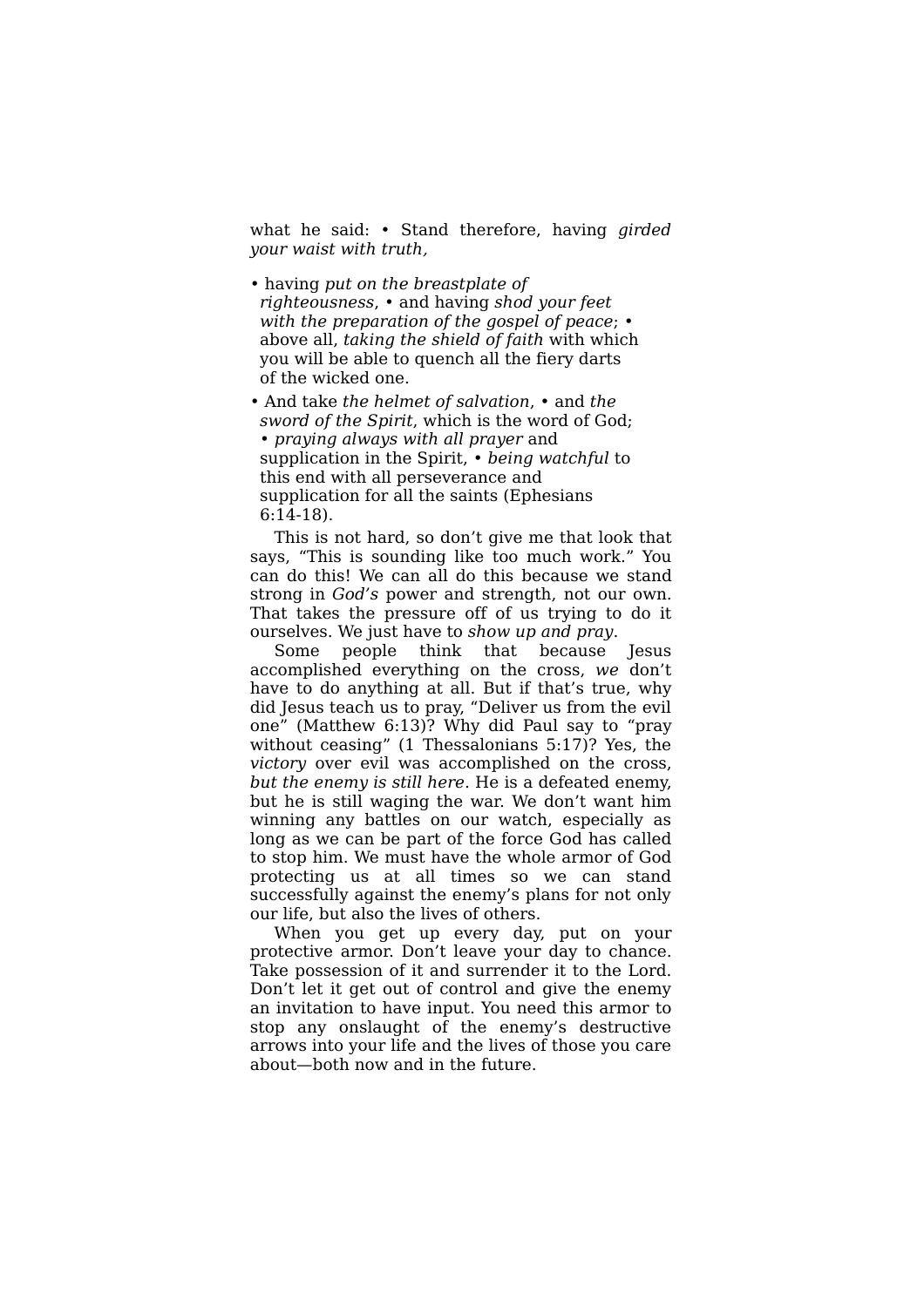what he said: • Stand therefore, having *girded your waist with truth,*

- having *put on the breastplate of righteousness*, • and having *shod your feet with the preparation of the gospel of peace*; • above all, *taking the shield of faith* with which you will be able to quench all the fiery darts of the wicked one.
- And take *the helmet of salvation*, • and *the sword of the Spirit*, which is the word of God; • *praying always with all prayer* and supplication in the Spirit, • *being watchful* to this end with all perseverance and supplication for all the saints (Ephesians 6:14-18).

This is not hard, so don't give me that look that says, "This is sounding like too much work." You can do this! We can all do this because we stand strong in *God's* power and strength, not our own. That takes the pressure off of us trying to do it ourselves. We just have to *show up and pray*.

Some people think that because Jesus accomplished everything on the cross, *we* don't have to do anything at all. But if that's true, why did Jesus teach us to pray, "Deliver us from the evil one" (Matthew 6:13)? Why did Paul say to "pray without ceasing" (1 Thessalonians 5:17)? Yes, the *victory* over evil was accomplished on the cross, *but the enemy is still here*. He is a defeated enemy, but he is still waging the war. We don't want him winning any battles on our watch, especially as long as we can be part of the force God has called to stop him. We must have the whole armor of God protecting us at all times so we can stand successfully against the enemy's plans for not only our life, but also the lives of others.

When you get up every day, put on your protective armor. Don't leave your day to chance. Take possession of it and surrender it to the Lord. Don't let it get out of control and give the enemy an invitation to have input. You need this armor to stop any onslaught of the enemy's destructive arrows into your life and the lives of those you care about—both now and in the future.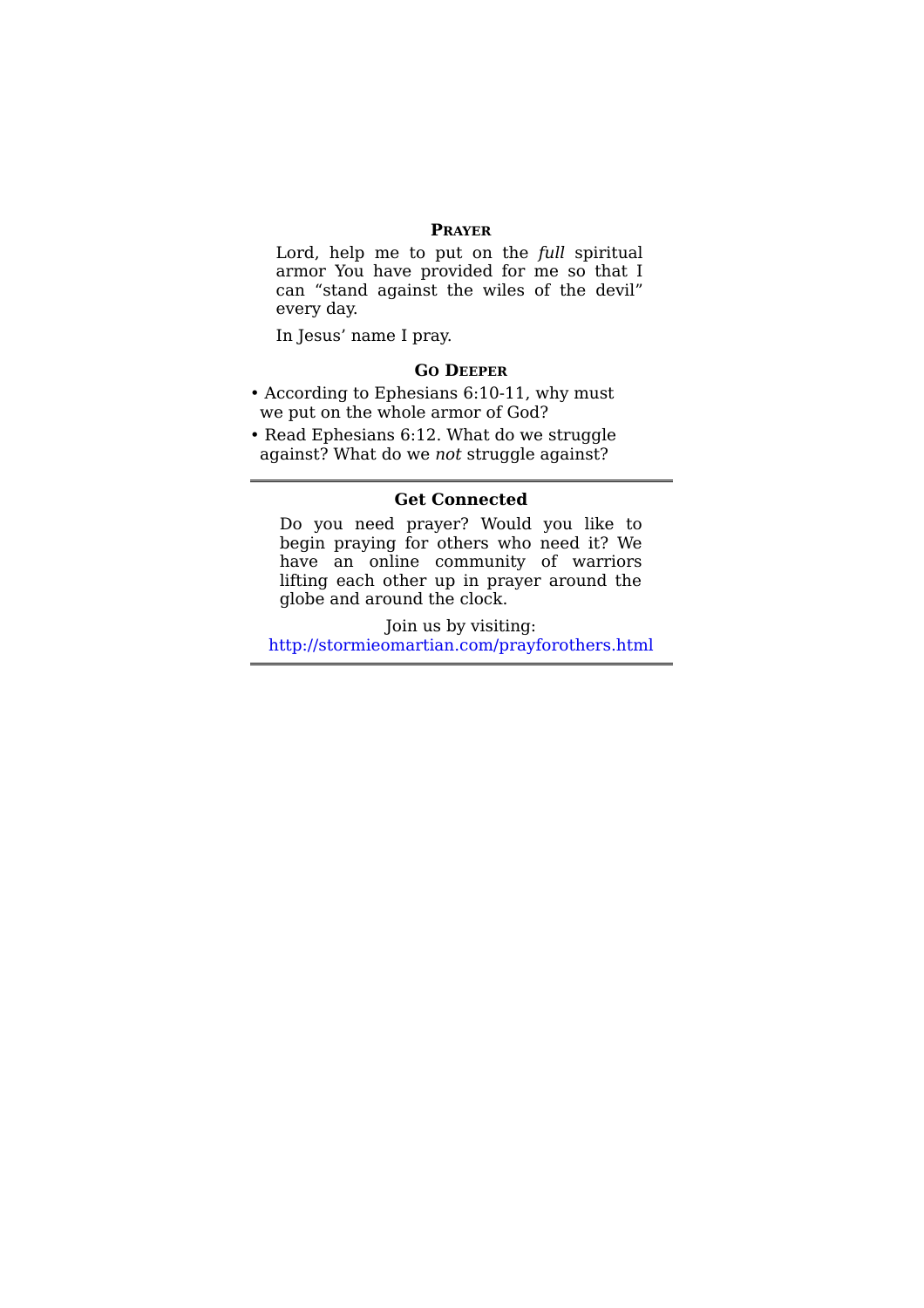### Prayer

Lord, help me to put on the *full* spiritual armor You have provided for me so that I can "stand against the wiles of the devil" every day.

In Jesus' name I pray.

### Go Deeper

- According to Ephesians 6:10-11, why must we put on the whole armor of God?
- Read Ephesians 6:12. What do we struggle against? What do we *not* struggle against?

---

### Get Connected

Do you need prayer? Would you like to begin praying for others who need it? We have an online community of warriors lifting each other up in prayer around the globe and around the clock.

Join us by visiting:
http://stormieomartian.com/prayforothers.html

---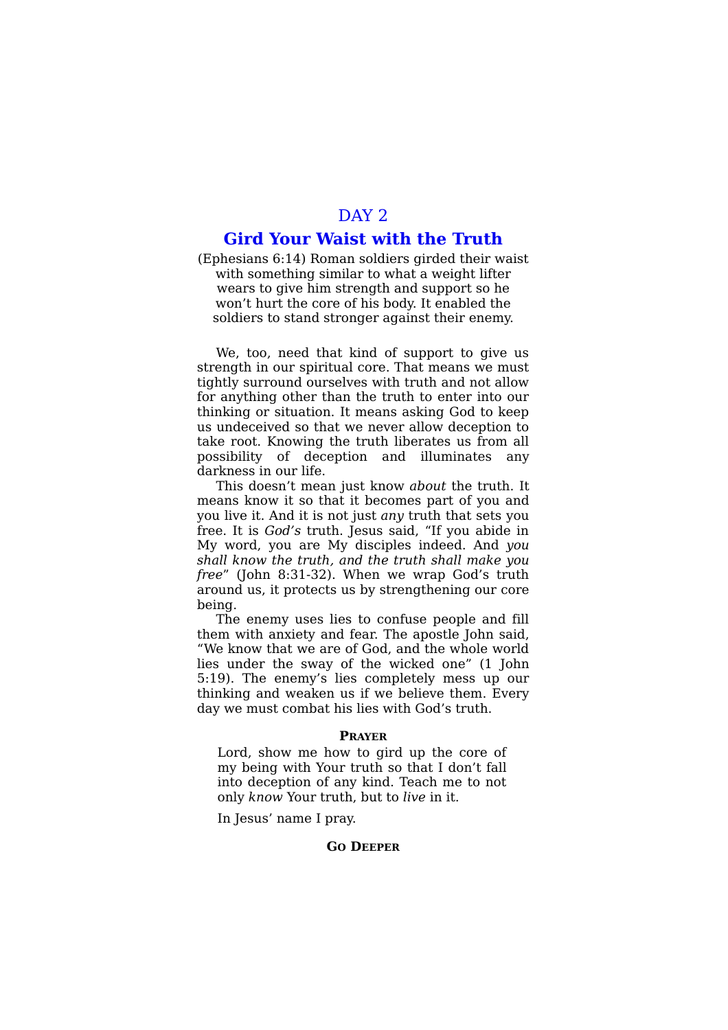## DAY 2

# Gird Your Waist with the Truth

(Ephesians 6:14) Roman soldiers girded their waist with something similar to what a weight lifter wears to give him strength and support so he won't hurt the core of his body. It enabled the soldiers to stand stronger against their enemy.

We, too, need that kind of support to give us strength in our spiritual core. That means we must tightly surround ourselves with truth and not allow for anything other than the truth to enter into our thinking or situation. It means asking God to keep us undeceived so that we never allow deception to take root. Knowing the truth liberates us from all possibility of deception and illuminates any darkness in our life.

This doesn't mean just know *about* the truth. It means know it so that it becomes part of you and you live it. And it is not just *any* truth that sets you free. It is *God's* truth. Jesus said, "If you abide in My word, you are My disciples indeed. And *you shall know the truth, and the truth shall make you free*" (John 8:31-32). When we wrap God's truth around us, it protects us by strengthening our core being.

The enemy uses lies to confuse people and fill them with anxiety and fear. The apostle John said, "We know that we are of God, and the whole world lies under the sway of the wicked one" (1 John 5:19). The enemy's lies completely mess up our thinking and weaken us if we believe them. Every day we must combat his lies with God's truth.

**PRAYER**

Lord, show me how to gird up the core of my being with Your truth so that I don't fall into deception of any kind. Teach me to not only *know* Your truth, but to *live* in it.

In Jesus' name I pray.

**GO DEEPER**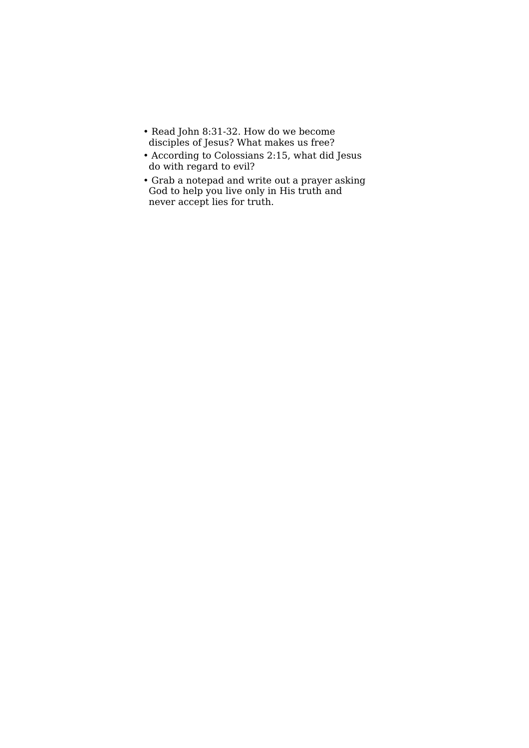- Read John 8:31-32. How do we become disciples of Jesus? What makes us free?
- According to Colossians 2:15, what did Jesus do with regard to evil?
- Grab a notepad and write out a prayer asking God to help you live only in His truth and never accept lies for truth.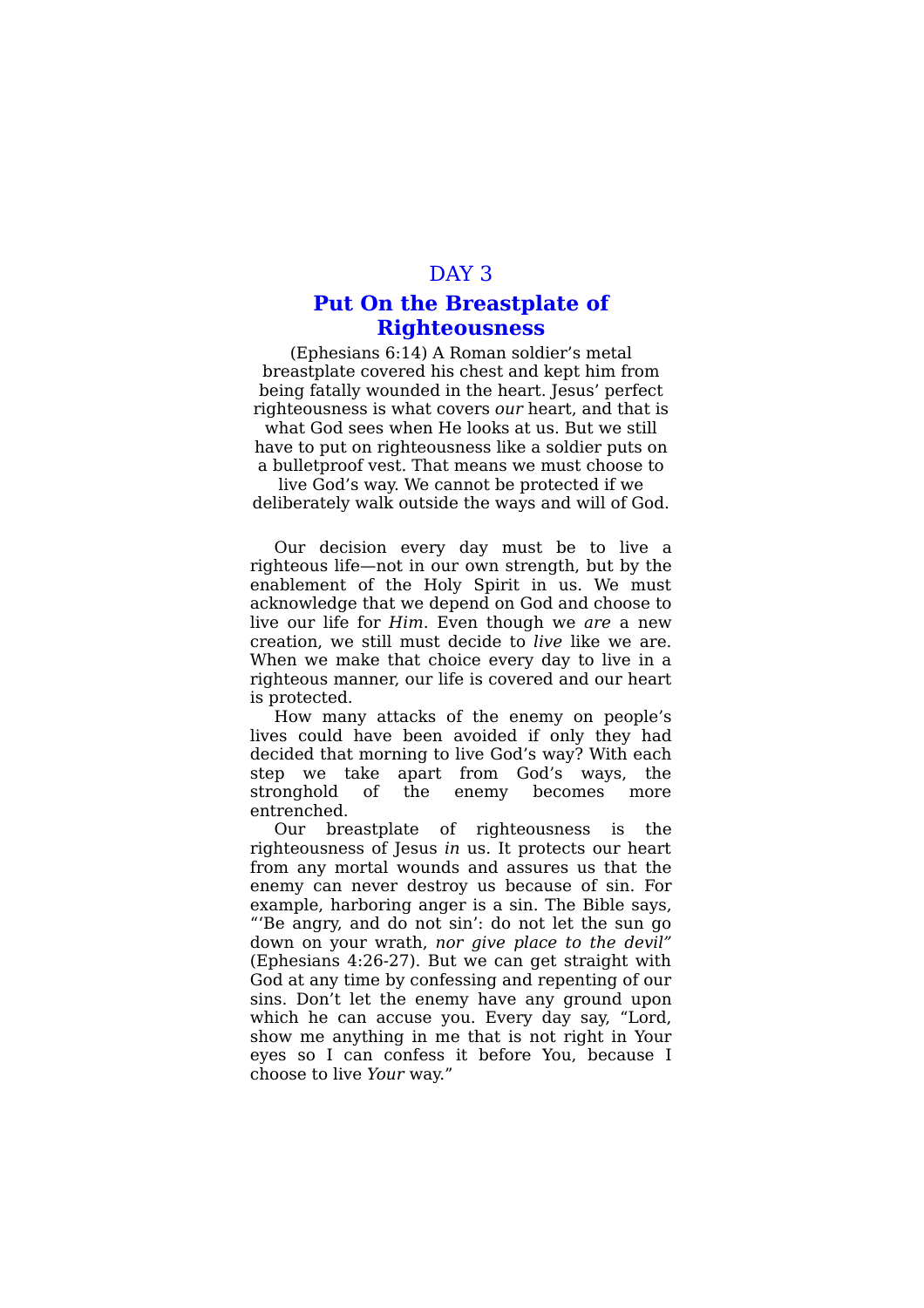DAY 3

# Put On the Breastplate of Righteousness

(Ephesians 6:14) A Roman soldier's metal breastplate covered his chest and kept him from being fatally wounded in the heart. Jesus' perfect righteousness is what covers *our* heart, and that is what God sees when He looks at us. But we still have to put on righteousness like a soldier puts on a bulletproof vest. That means we must choose to live God's way. We cannot be protected if we deliberately walk outside the ways and will of God.

Our decision every day must be to live a righteous life—not in our own strength, but by the enablement of the Holy Spirit in us. We must acknowledge that we depend on God and choose to live our life for *Him*. Even though we *are* a new creation, we still must decide to *live* like we are. When we make that choice every day to live in a righteous manner, our life is covered and our heart is protected.

How many attacks of the enemy on people's lives could have been avoided if only they had decided that morning to live God's way? With each step we take apart from God's ways, the stronghold of the enemy becomes more entrenched.

Our breastplate of righteousness is the righteousness of Jesus *in* us. It protects our heart from any mortal wounds and assures us that the enemy can never destroy us because of sin. For example, harboring anger is a sin. The Bible says, "'Be angry, and do not sin': do not let the sun go down on your wrath, *nor give place to the devil"* (Ephesians 4:26-27). But we can get straight with God at any time by confessing and repenting of our sins. Don't let the enemy have any ground upon which he can accuse you. Every day say, "Lord, show me anything in me that is not right in Your eyes so I can confess it before You, because I choose to live *Your* way."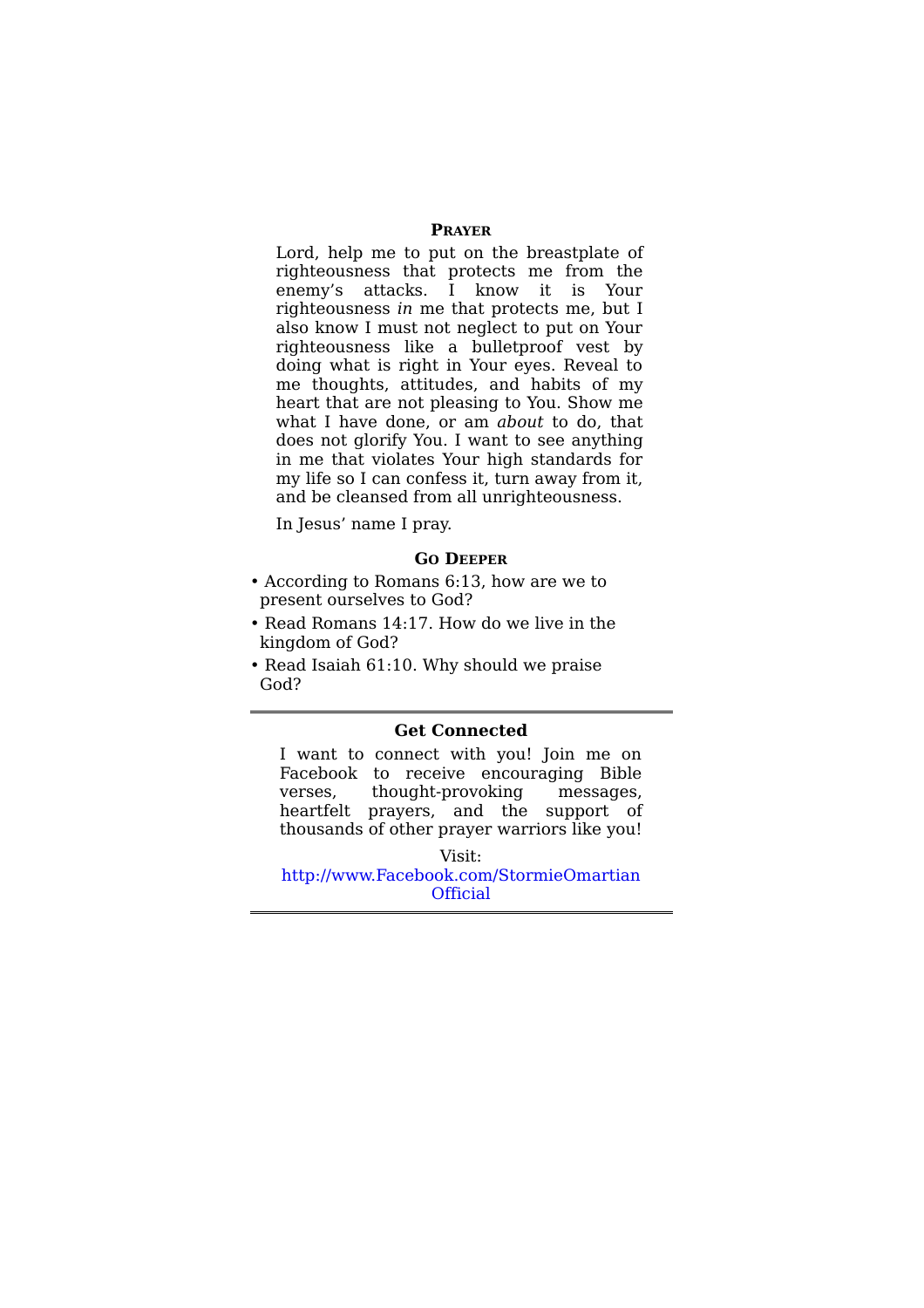### Prayer

Lord, help me to put on the breastplate of righteousness that protects me from the enemy's attacks. I know it is Your righteousness *in* me that protects me, but I also know I must not neglect to put on Your righteousness like a bulletproof vest by doing what is right in Your eyes. Reveal to me thoughts, attitudes, and habits of my heart that are not pleasing to You. Show me what I have done, or am *about* to do, that does not glorify You. I want to see anything in me that violates Your high standards for my life so I can confess it, turn away from it, and be cleansed from all unrighteousness.

In Jesus' name I pray.

### Go Deeper

- According to Romans 6:13, how are we to present ourselves to God?
- Read Romans 14:17. How do we live in the kingdom of God?
- Read Isaiah 61:10. Why should we praise God?

---

**Get Connected**

I want to connect with you! Join me on Facebook to receive encouraging Bible verses, thought-provoking messages, heartfelt prayers, and the support of thousands of other prayer warriors like you!

Visit:
http://www.Facebook.com/StormieOmartianOfficial

---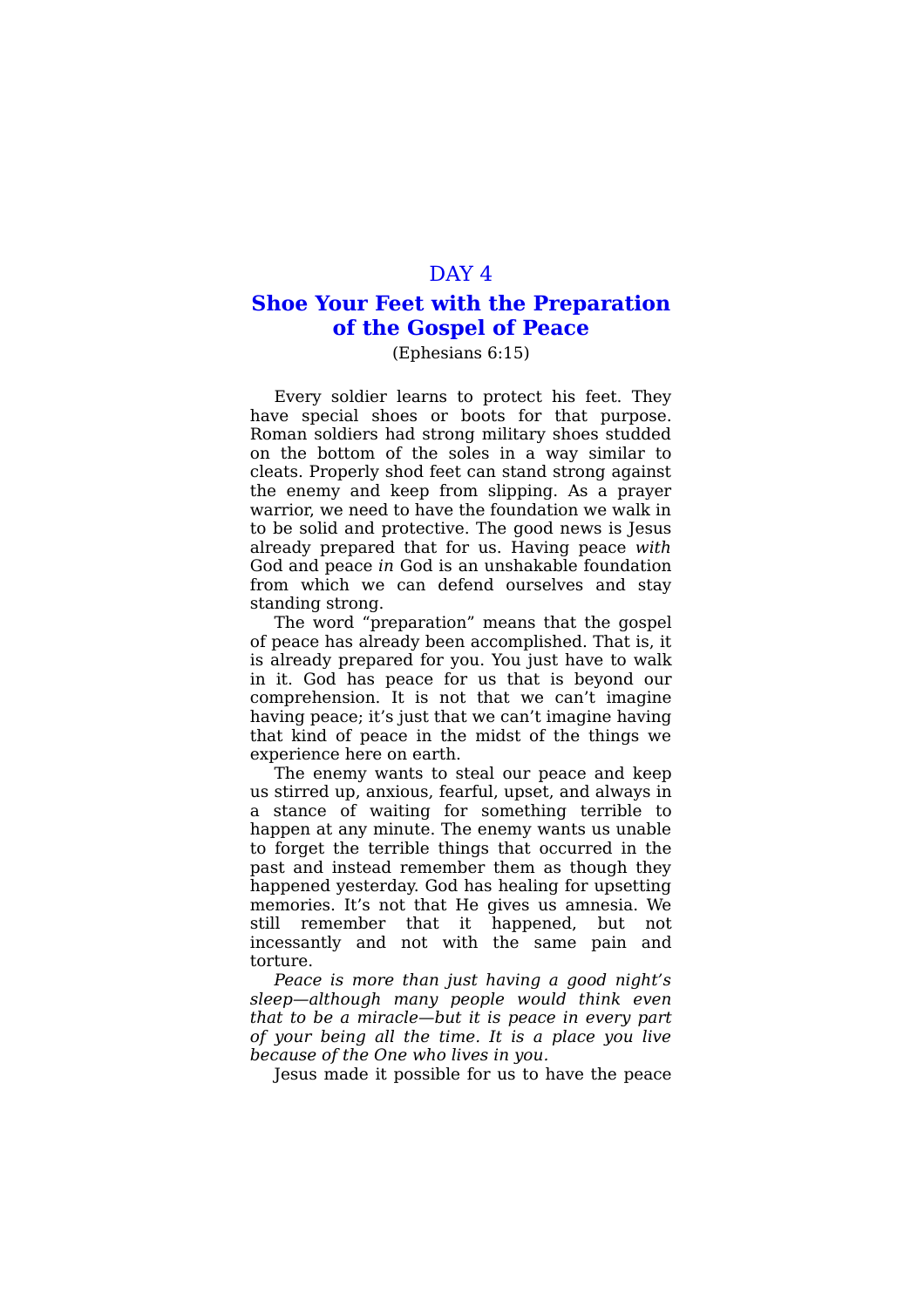## DAY 4

# Shoe Your Feet with the Preparation of the Gospel of Peace

(Ephesians 6:15)

Every soldier learns to protect his feet. They have special shoes or boots for that purpose. Roman soldiers had strong military shoes studded on the bottom of the soles in a way similar to cleats. Properly shod feet can stand strong against the enemy and keep from slipping. As a prayer warrior, we need to have the foundation we walk in to be solid and protective. The good news is Jesus already prepared that for us. Having peace *with* God and peace *in* God is an unshakable foundation from which we can defend ourselves and stay standing strong.

The word "preparation" means that the gospel of peace has already been accomplished. That is, it is already prepared for you. You just have to walk in it. God has peace for us that is beyond our comprehension. It is not that we can't imagine having peace; it's just that we can't imagine having that kind of peace in the midst of the things we experience here on earth.

The enemy wants to steal our peace and keep us stirred up, anxious, fearful, upset, and always in a stance of waiting for something terrible to happen at any minute. The enemy wants us unable to forget the terrible things that occurred in the past and instead remember them as though they happened yesterday. God has healing for upsetting memories. It's not that He gives us amnesia. We still remember that it happened, but not incessantly and not with the same pain and torture.

*Peace is more than just having a good night's sleep—although many people would think even that to be a miracle—but it is peace in every part of your being all the time. It is a place you live because of the One who lives in you.*

Jesus made it possible for us to have the peace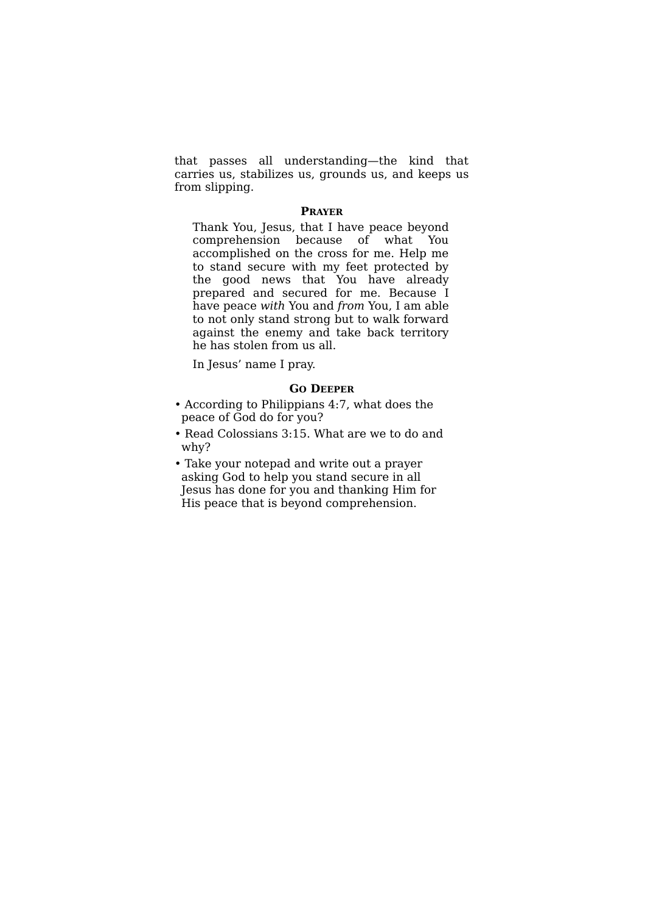that passes all understanding—the kind that carries us, stabilizes us, grounds us, and keeps us from slipping.

### Prayer

Thank You, Jesus, that I have peace beyond comprehension because of what You accomplished on the cross for me. Help me to stand secure with my feet protected by the good news that You have already prepared and secured for me. Because I have peace *with* You and *from* You, I am able to not only stand strong but to walk forward against the enemy and take back territory he has stolen from us all.

In Jesus' name I pray.

### Go Deeper

- According to Philippians 4:7, what does the peace of God do for you?
- Read Colossians 3:15. What are we to do and why?
- Take your notepad and write out a prayer asking God to help you stand secure in all Jesus has done for you and thanking Him for His peace that is beyond comprehension.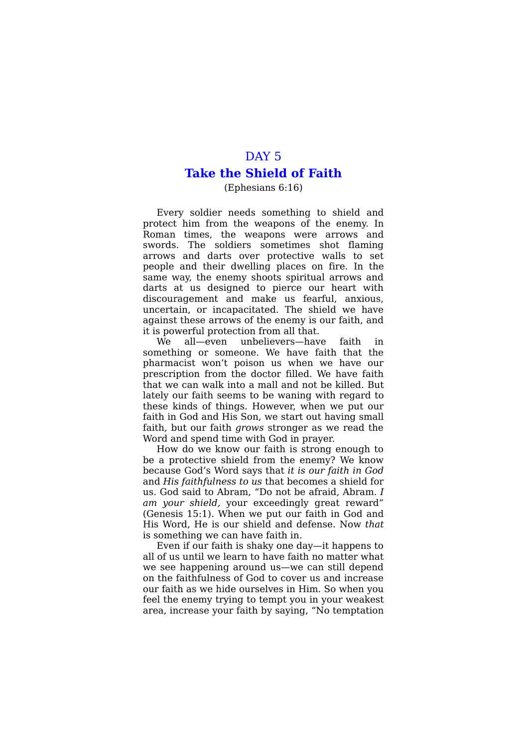## DAY 5

# Take the Shield of Faith

(Ephesians 6:16)

Every soldier needs something to shield and protect him from the weapons of the enemy. In Roman times, the weapons were arrows and swords. The soldiers sometimes shot flaming arrows and darts over protective walls to set people and their dwelling places on fire. In the same way, the enemy shoots spiritual arrows and darts at us designed to pierce our heart with discouragement and make us fearful, anxious, uncertain, or incapacitated. The shield we have against these arrows of the enemy is our faith, and it is powerful protection from all that.

We all—even unbelievers—have faith in something or someone. We have faith that the pharmacist won't poison us when we have our prescription from the doctor filled. We have faith that we can walk into a mall and not be killed. But lately our faith seems to be waning with regard to these kinds of things. However, when we put our faith in God and His Son, we start out having small faith, but our faith *grows* stronger as we read the Word and spend time with God in prayer.

How do we know our faith is strong enough to be a protective shield from the enemy? We know because God's Word says that *it is our faith in God* and *His faithfulness to us* that becomes a shield for us. God said to Abram, "Do not be afraid, Abram. *I am your shield,* your exceedingly great reward" (Genesis 15:1). When we put our faith in God and His Word, He is our shield and defense. Now *that* is something we can have faith in.

Even if our faith is shaky one day—it happens to all of us until we learn to have faith no matter what we see happening around us—we can still depend on the faithfulness of God to cover us and increase our faith as we hide ourselves in Him. So when you feel the enemy trying to tempt you in your weakest area, increase your faith by saying, "No temptation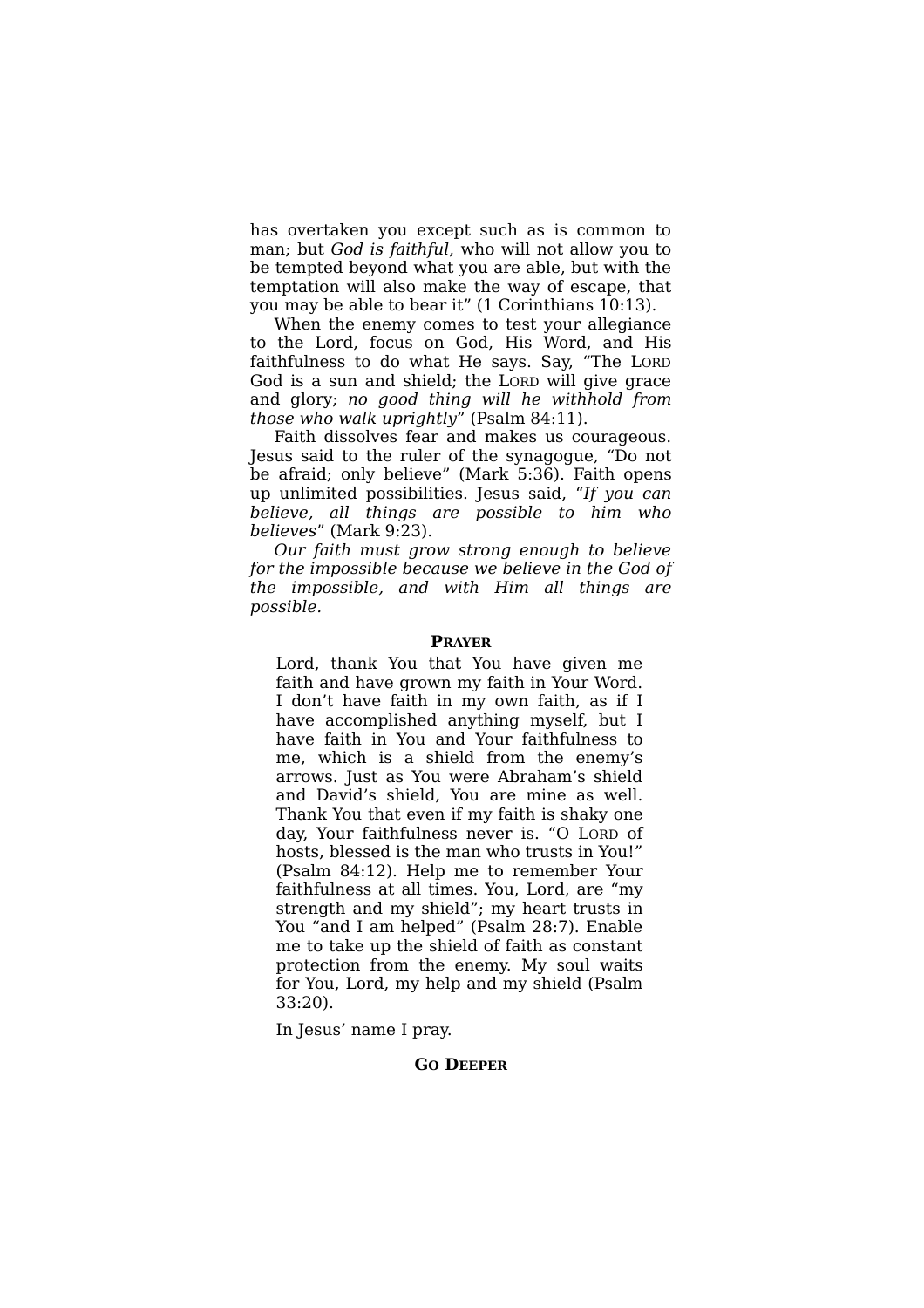has overtaken you except such as is common to man; but *God is faithful*, who will not allow you to be tempted beyond what you are able, but with the temptation will also make the way of escape, that you may be able to bear it" (1 Corinthians 10:13).

When the enemy comes to test your allegiance to the Lord, focus on God, His Word, and His faithfulness to do what He says. Say, "The LORD God is a sun and shield; the LORD will give grace and glory; *no good thing will he withhold from those who walk uprightly*" (Psalm 84:11).

Faith dissolves fear and makes us courageous. Jesus said to the ruler of the synagogue, "Do not be afraid; only believe" (Mark 5:36). Faith opens up unlimited possibilities. Jesus said, "*If you can believe, all things are possible to him who believes*" (Mark 9:23).

*Our faith must grow strong enough to believe for the impossible because we believe in the God of the impossible, and with Him all things are possible.*

**PRAYER**

Lord, thank You that You have given me faith and have grown my faith in Your Word. I don't have faith in my own faith, as if I have accomplished anything myself, but I have faith in You and Your faithfulness to me, which is a shield from the enemy's arrows. Just as You were Abraham's shield and David's shield, You are mine as well. Thank You that even if my faith is shaky one day, Your faithfulness never is. "O LORD of hosts, blessed is the man who trusts in You!" (Psalm 84:12). Help me to remember Your faithfulness at all times. You, Lord, are "my strength and my shield"; my heart trusts in You "and I am helped" (Psalm 28:7). Enable me to take up the shield of faith as constant protection from the enemy. My soul waits for You, Lord, my help and my shield (Psalm 33:20).

In Jesus' name I pray.

**GO DEEPER**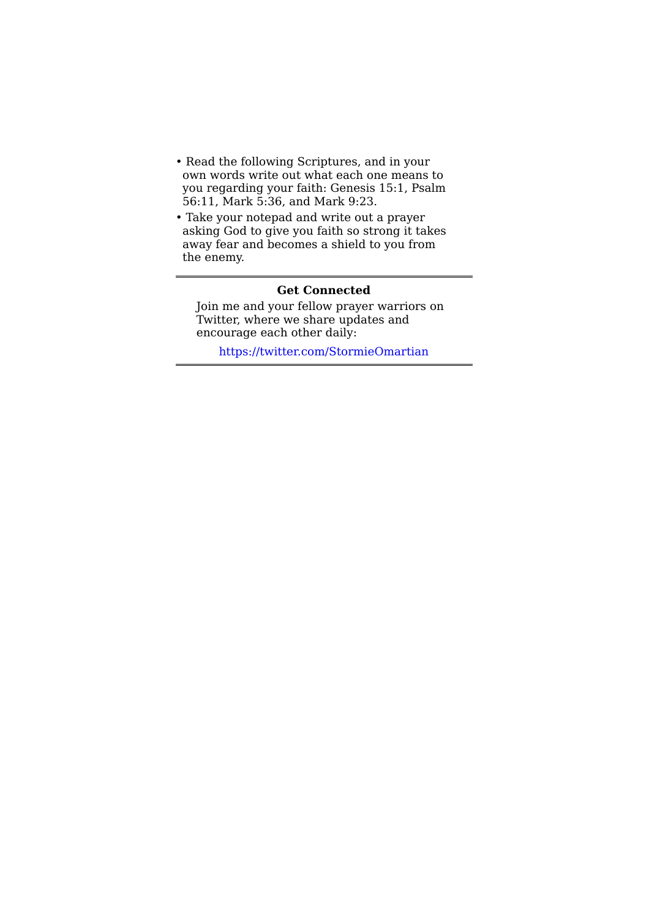- Read the following Scriptures, and in your own words write out what each one means to you regarding your faith: Genesis 15:1, Psalm 56:11, Mark 5:36, and Mark 9:23.
- Take your notepad and write out a prayer asking God to give you faith so strong it takes away fear and becomes a shield to you from the enemy.

---

**Get Connected**

Join me and your fellow prayer warriors on Twitter, where we share updates and encourage each other daily:

https://twitter.com/StormieOmartian

---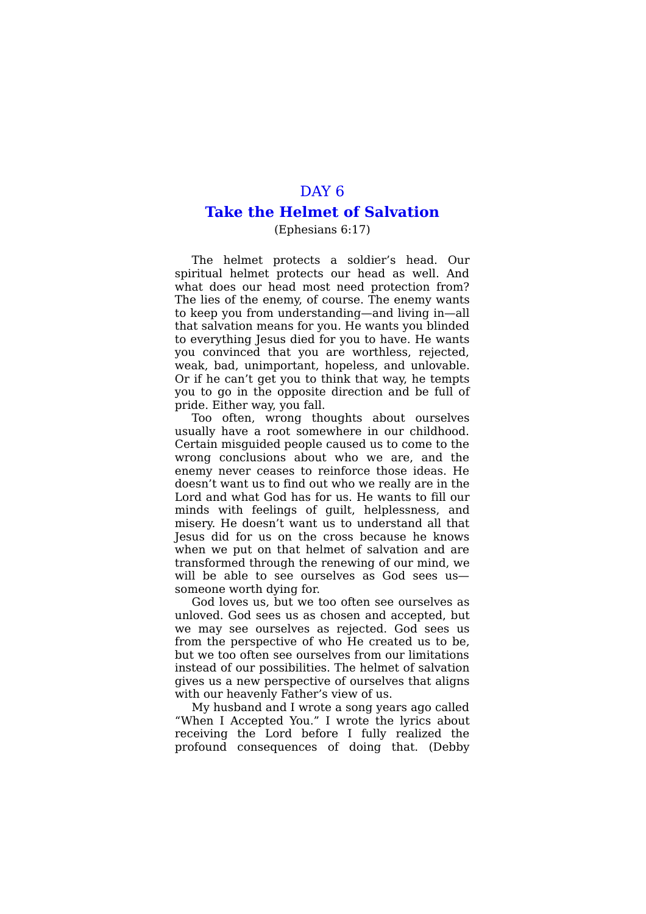# DAY 6

## Take the Helmet of Salvation

(Ephesians 6:17)

The helmet protects a soldier's head. Our spiritual helmet protects our head as well. And what does our head most need protection from? The lies of the enemy, of course. The enemy wants to keep you from understanding—and living in—all that salvation means for you. He wants you blinded to everything Jesus died for you to have. He wants you convinced that you are worthless, rejected, weak, bad, unimportant, hopeless, and unlovable. Or if he can't get you to think that way, he tempts you to go in the opposite direction and be full of pride. Either way, you fall.

Too often, wrong thoughts about ourselves usually have a root somewhere in our childhood. Certain misguided people caused us to come to the wrong conclusions about who we are, and the enemy never ceases to reinforce those ideas. He doesn't want us to find out who we really are in the Lord and what God has for us. He wants to fill our minds with feelings of guilt, helplessness, and misery. He doesn't want us to understand all that Jesus did for us on the cross because he knows when we put on that helmet of salvation and are transformed through the renewing of our mind, we will be able to see ourselves as God sees us—someone worth dying for.

God loves us, but we too often see ourselves as unloved. God sees us as chosen and accepted, but we may see ourselves as rejected. God sees us from the perspective of who He created us to be, but we too often see ourselves from our limitations instead of our possibilities. The helmet of salvation gives us a new perspective of ourselves that aligns with our heavenly Father's view of us.

My husband and I wrote a song years ago called "When I Accepted You." I wrote the lyrics about receiving the Lord before I fully realized the profound consequences of doing that. (Debby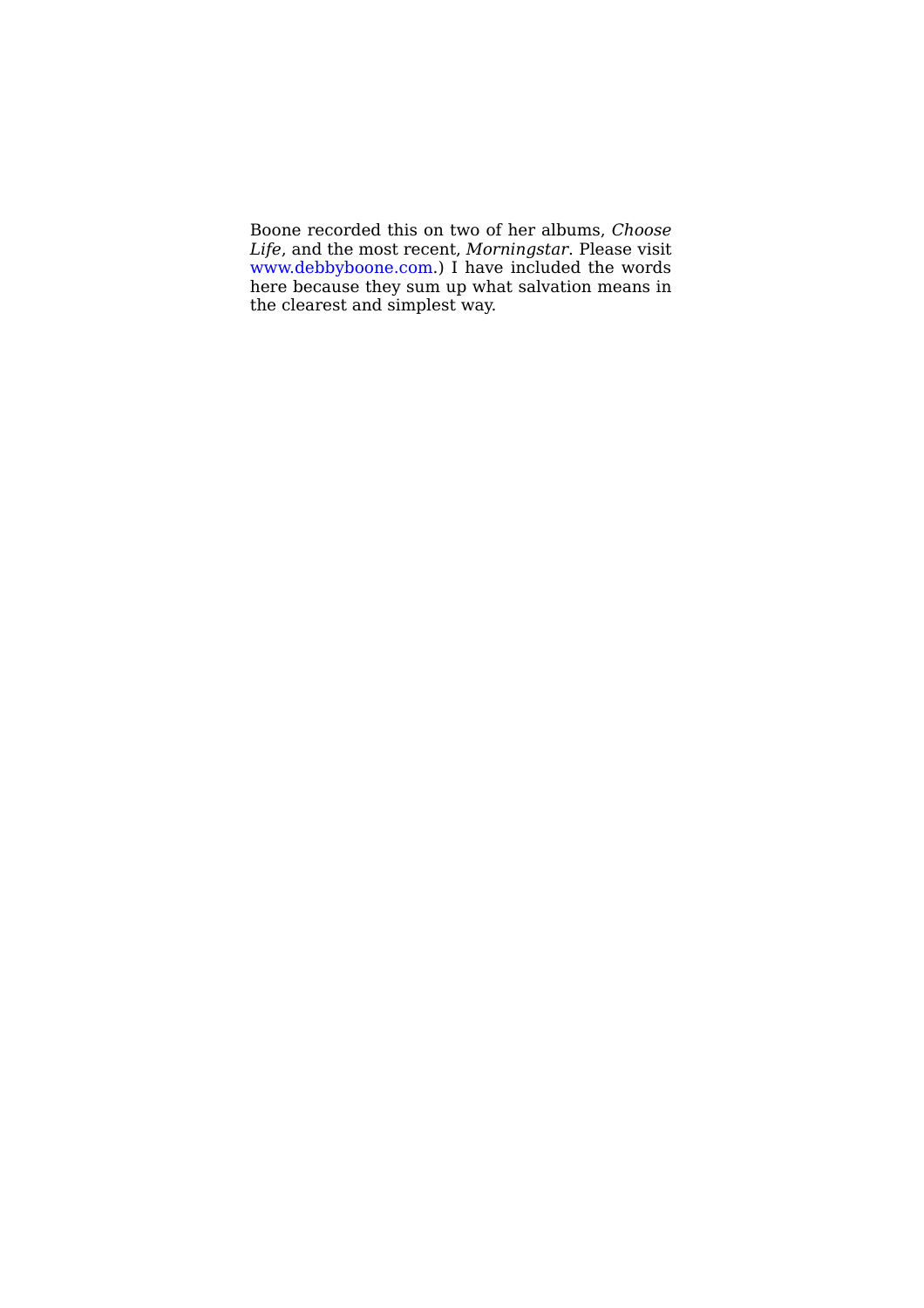Boone recorded this on two of her albums, *Choose Life*, and the most recent, *Morningstar*. Please visit www.debbyboone.com.) I have included the words here because they sum up what salvation means in the clearest and simplest way.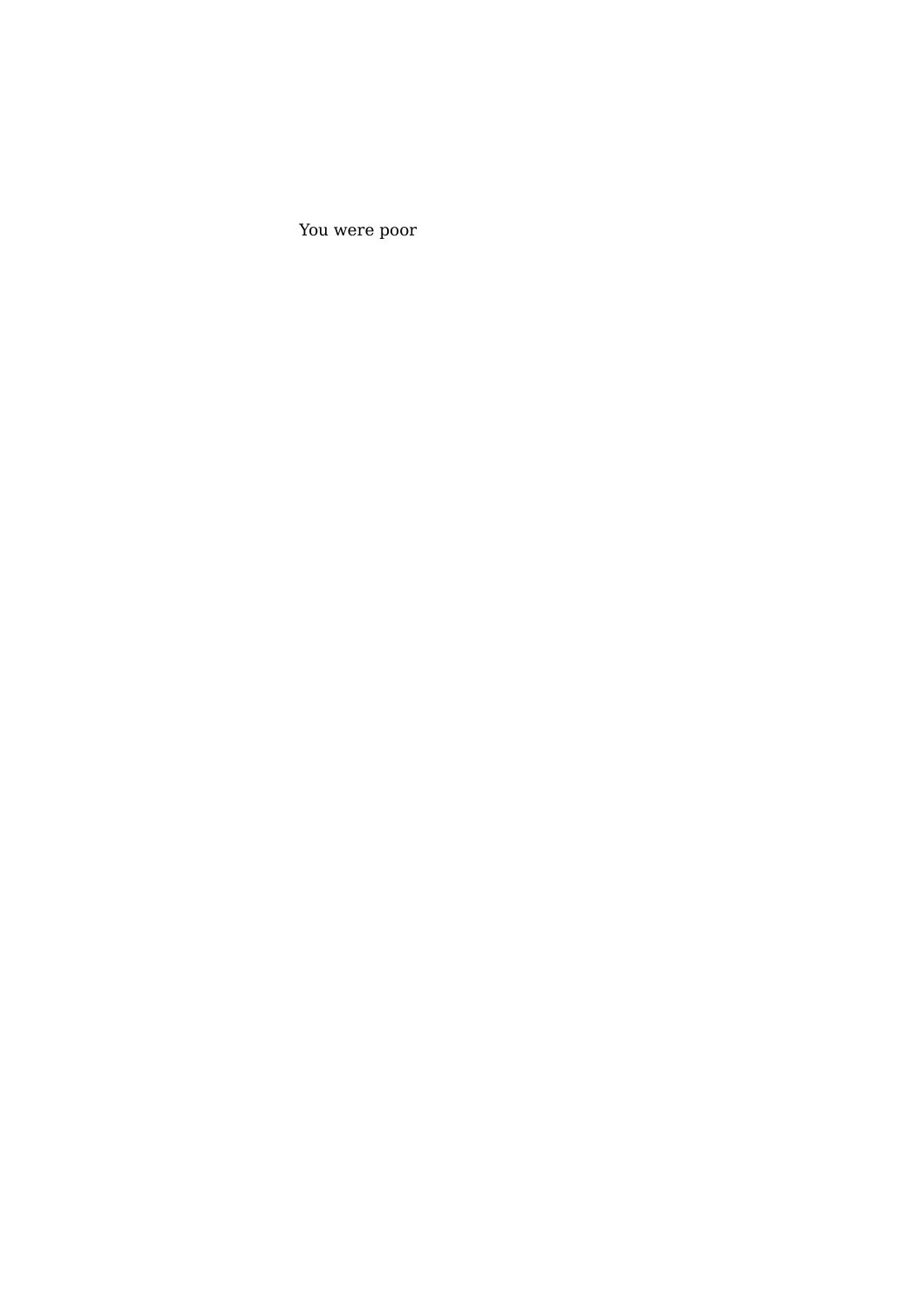You were poor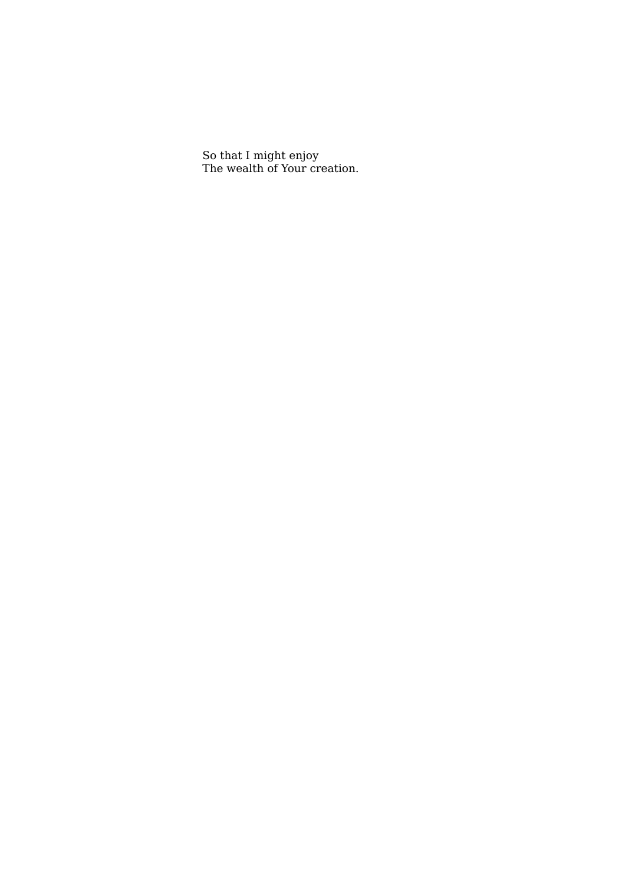So that I might enjoy
The wealth of Your creation.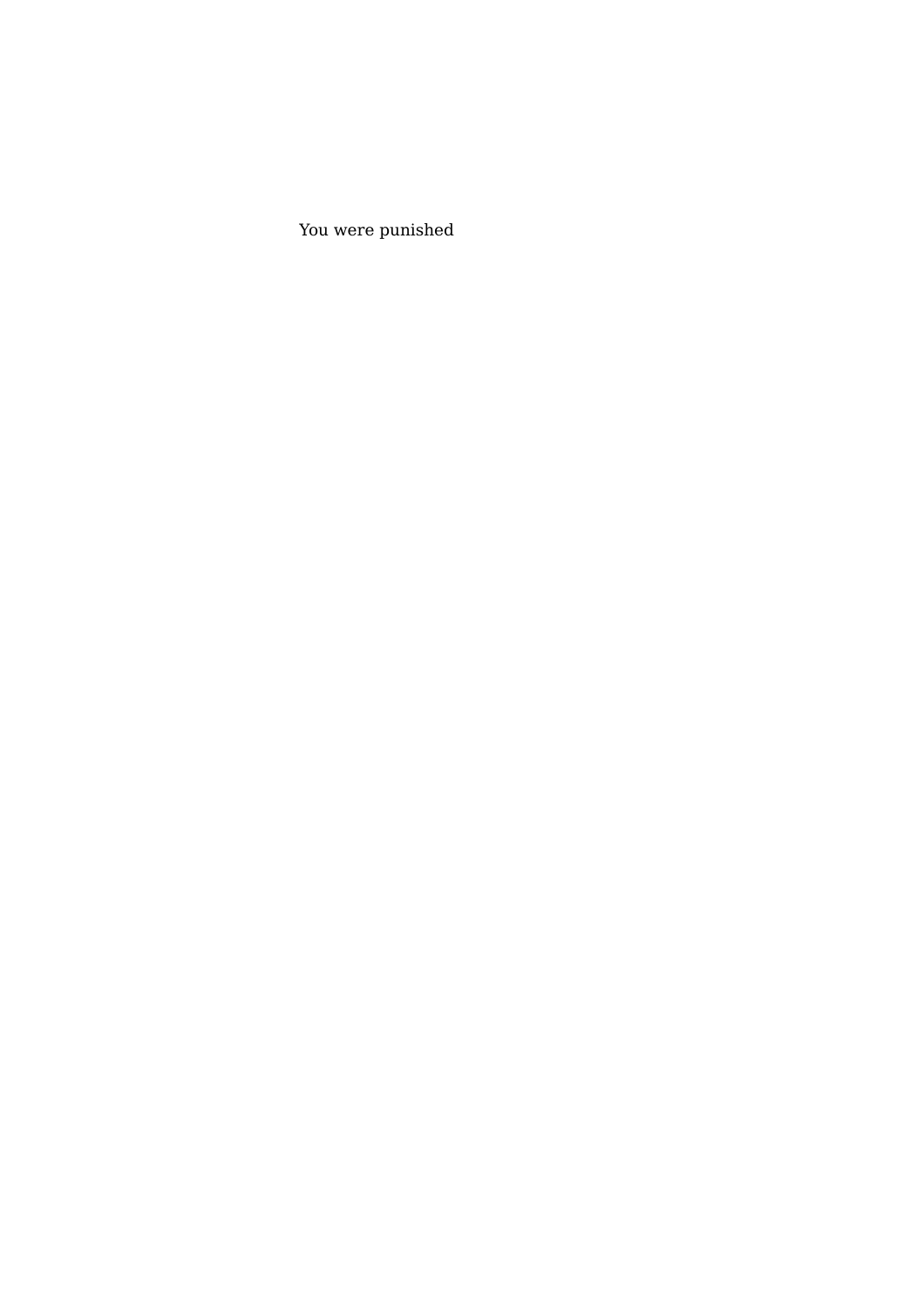You were punished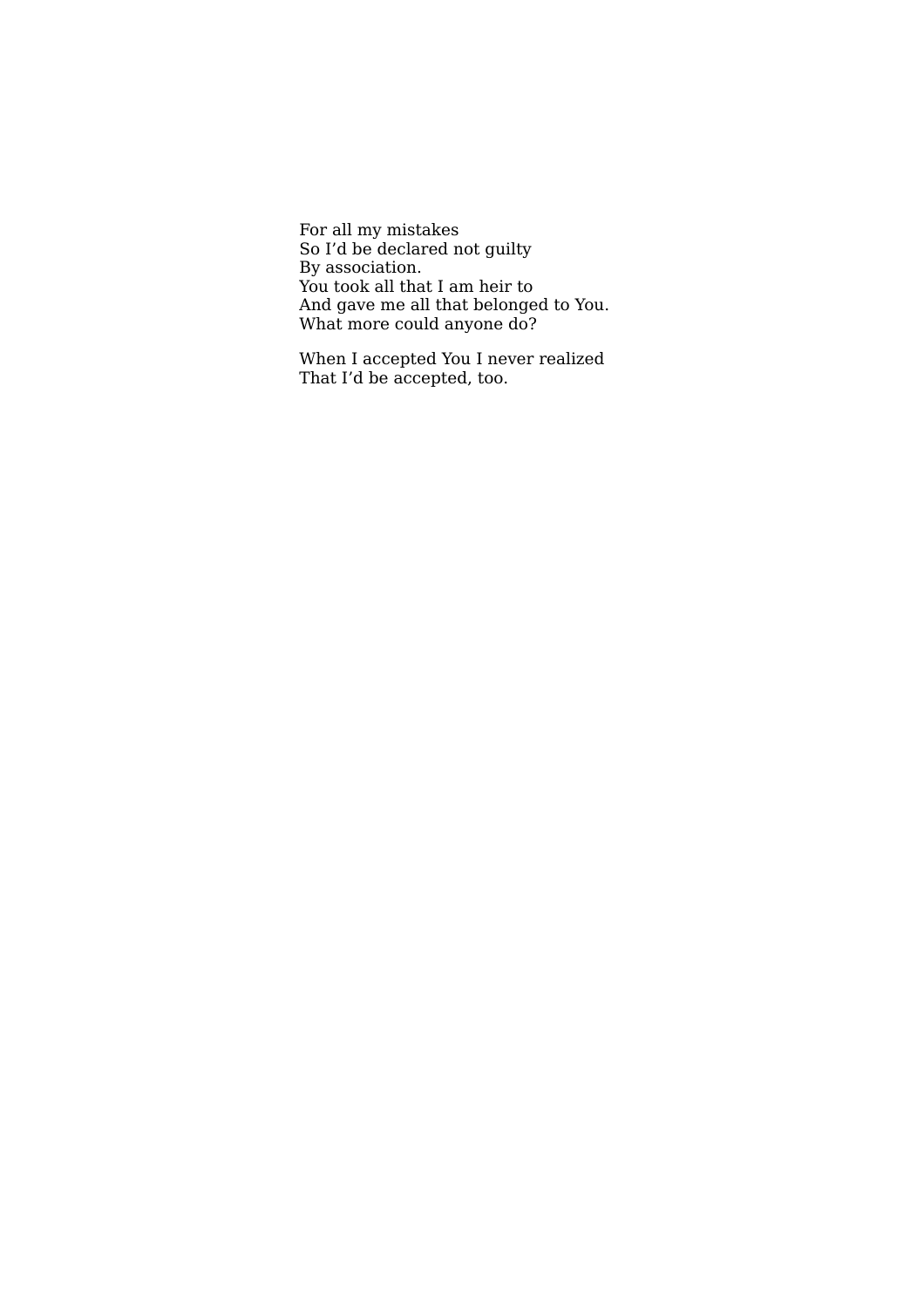For all my mistakes  
So I'd be declared not guilty  
By association.  
You took all that I am heir to  
And gave me all that belonged to You.  
What more could anyone do?

When I accepted You I never realized  
That I'd be accepted, too.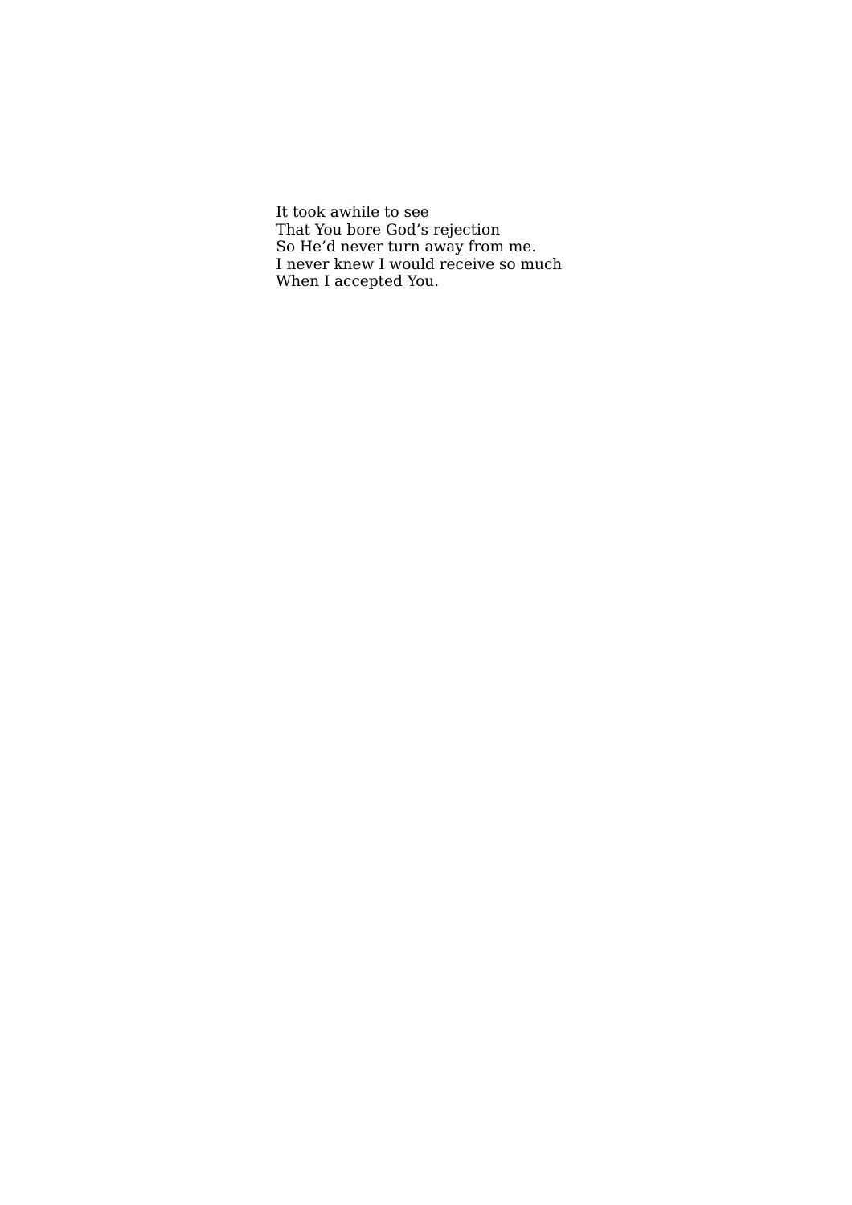It took awhile to see
That You bore God’s rejection
So He’d never turn away from me.
I never knew I would receive so much
When I accepted You.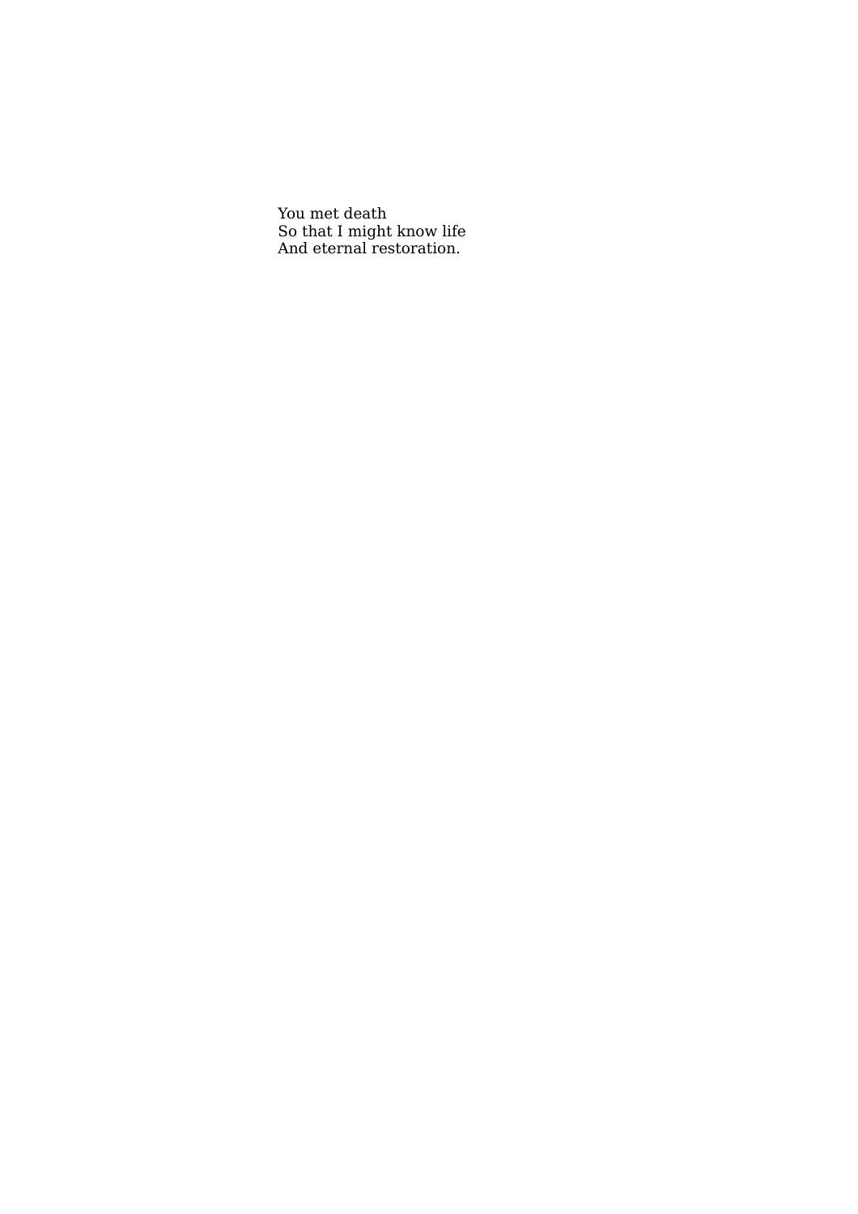You met death
So that I might know life
And eternal restoration.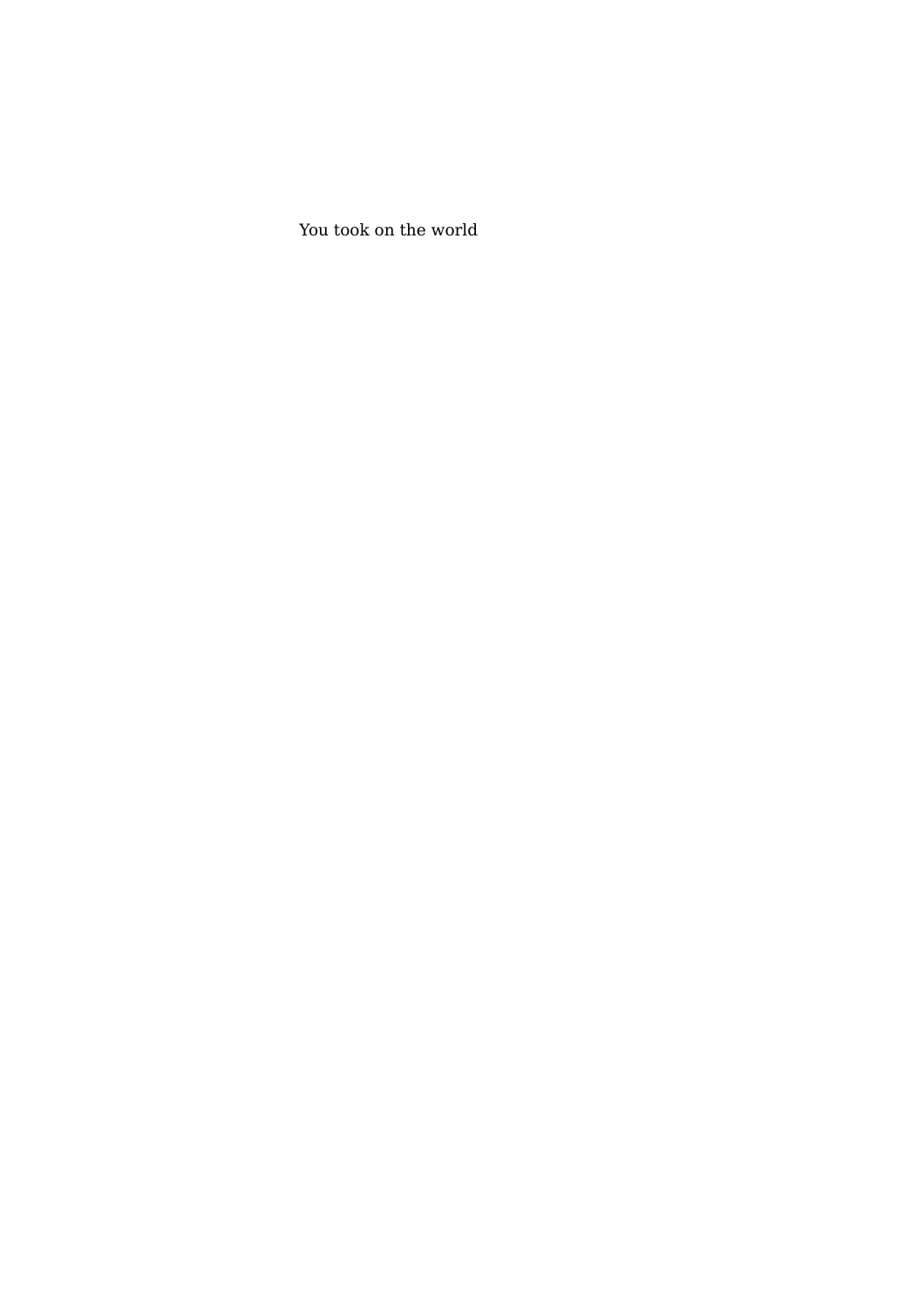You took on the world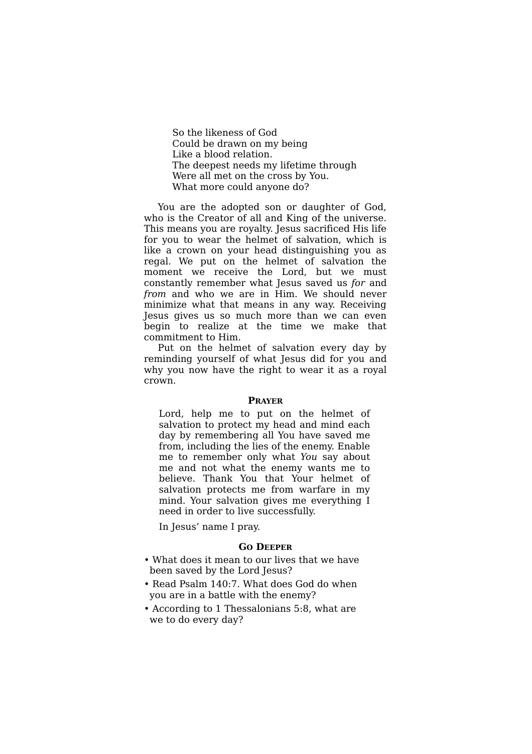So the likeness of God  
Could be drawn on my being  
Like a blood relation.  
The deepest needs my lifetime through  
Were all met on the cross by You.  
What more could anyone do?

You are the adopted son or daughter of God, who is the Creator of all and King of the universe. This means you are royalty. Jesus sacrificed His life for you to wear the helmet of salvation, which is like a crown on your head distinguishing you as regal. We put on the helmet of salvation the moment we receive the Lord, but we must constantly remember what Jesus saved us *for* and *from* and who we are in Him. We should never minimize what that means in any way. Receiving Jesus gives us so much more than we can even begin to realize at the time we make that commitment to Him.

Put on the helmet of salvation every day by reminding yourself of what Jesus did for you and why you now have the right to wear it as a royal crown.

### Prayer

Lord, help me to put on the helmet of salvation to protect my head and mind each day by remembering all You have saved me from, including the lies of the enemy. Enable me to remember only what *You* say about me and not what the enemy wants me to believe. Thank You that Your helmet of salvation protects me from warfare in my mind. Your salvation gives me everything I need in order to live successfully.

In Jesus' name I pray.

### Go Deeper

- What does it mean to our lives that we have been saved by the Lord Jesus?
- Read Psalm 140:7. What does God do when you are in a battle with the enemy?
- According to 1 Thessalonians 5:8, what are we to do every day?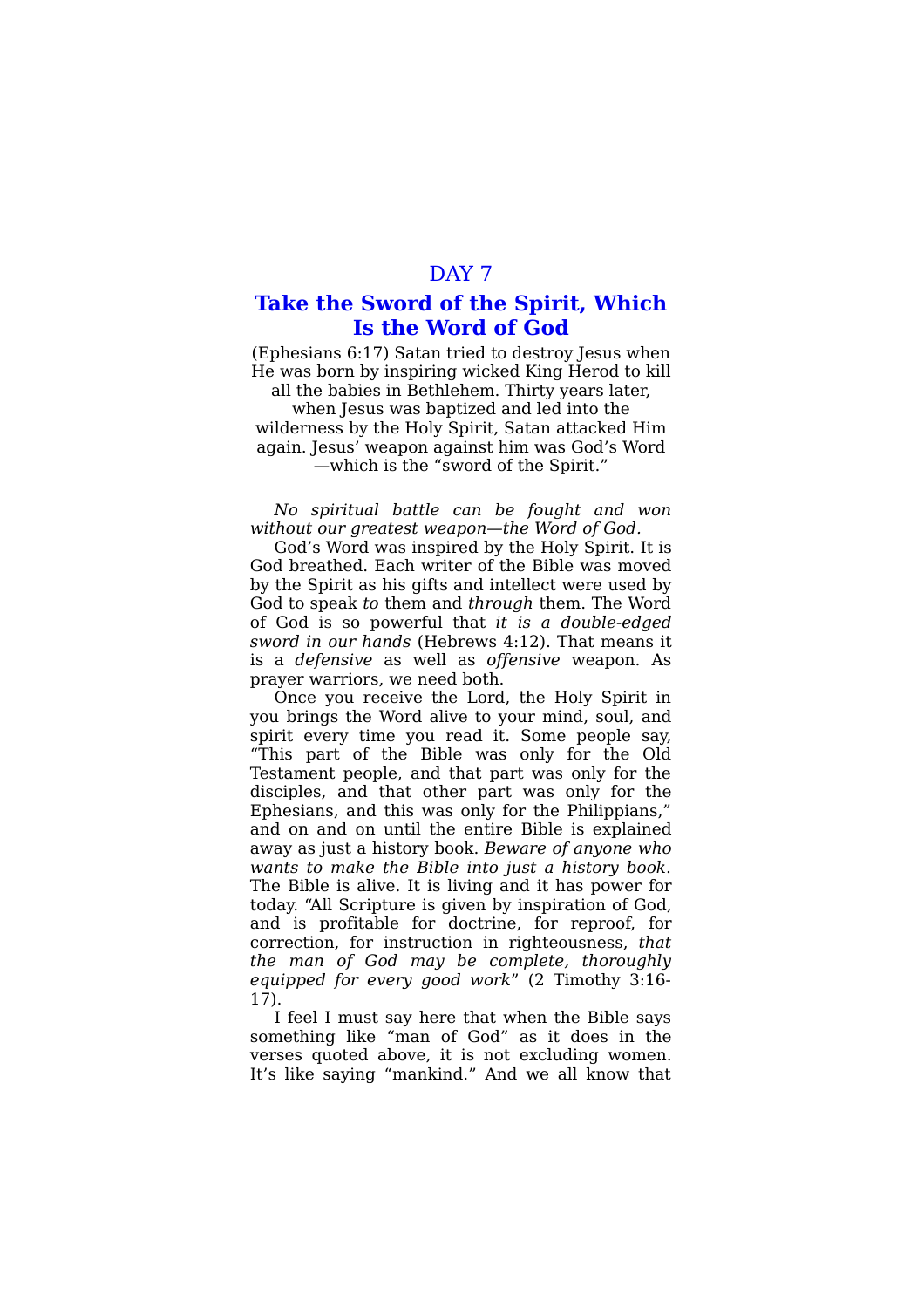DAY 7

## Take the Sword of the Spirit, Which Is the Word of God

(Ephesians 6:17) Satan tried to destroy Jesus when He was born by inspiring wicked King Herod to kill all the babies in Bethlehem. Thirty years later, when Jesus was baptized and led into the wilderness by the Holy Spirit, Satan attacked Him again. Jesus' weapon against him was God's Word—which is the "sword of the Spirit."

*No spiritual battle can be fought and won without our greatest weapon—the Word of God.*

God's Word was inspired by the Holy Spirit. It is God breathed. Each writer of the Bible was moved by the Spirit as his gifts and intellect were used by God to speak *to* them and *through* them. The Word of God is so powerful that *it is a double-edged sword in our hands* (Hebrews 4:12). That means it is a *defensive* as well as *offensive* weapon. As prayer warriors, we need both.

Once you receive the Lord, the Holy Spirit in you brings the Word alive to your mind, soul, and spirit every time you read it. Some people say, "This part of the Bible was only for the Old Testament people, and that part was only for the disciples, and that other part was only for the Ephesians, and this was only for the Philippians," and on and on until the entire Bible is explained away as just a history book. *Beware of anyone who wants to make the Bible into just a history book*. The Bible is alive. It is living and it has power for today. "All Scripture is given by inspiration of God, and is profitable for doctrine, for reproof, for correction, for instruction in righteousness, *that the man of God may be complete, thoroughly equipped for every good work*" (2 Timothy 3:16-17).

I feel I must say here that when the Bible says something like "man of God" as it does in the verses quoted above, it is not excluding women. It's like saying "mankind." And we all know that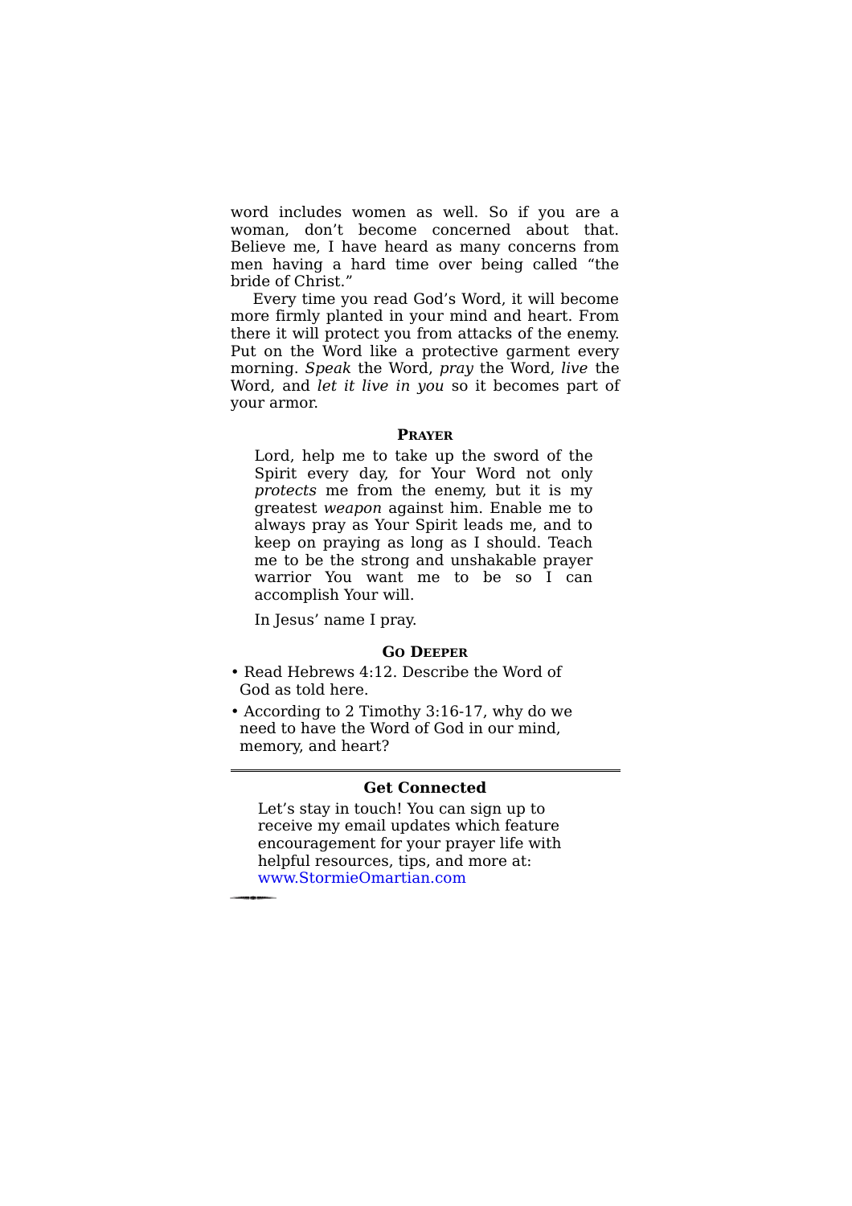word includes women as well. So if you are a woman, don't become concerned about that. Believe me, I have heard as many concerns from men having a hard time over being called "the bride of Christ."

Every time you read God's Word, it will become more firmly planted in your mind and heart. From there it will protect you from attacks of the enemy. Put on the Word like a protective garment every morning. *Speak* the Word, *pray* the Word, *live* the Word, and *let it live in you* so it becomes part of your armor.

### Prayer

Lord, help me to take up the sword of the Spirit every day, for Your Word not only *protects* me from the enemy, but it is my greatest *weapon* against him. Enable me to always pray as Your Spirit leads me, and to keep on praying as long as I should. Teach me to be the strong and unshakable prayer warrior You want me to be so I can accomplish Your will.

In Jesus' name I pray.

### Go Deeper

- Read Hebrews 4:12. Describe the Word of God as told here.
- According to 2 Timothy 3:16-17, why do we need to have the Word of God in our mind, memory, and heart?

---

### Get Connected

Let's stay in touch! You can sign up to receive my email updates which feature encouragement for your prayer life with helpful resources, tips, and more at: www.StormieOmartian.com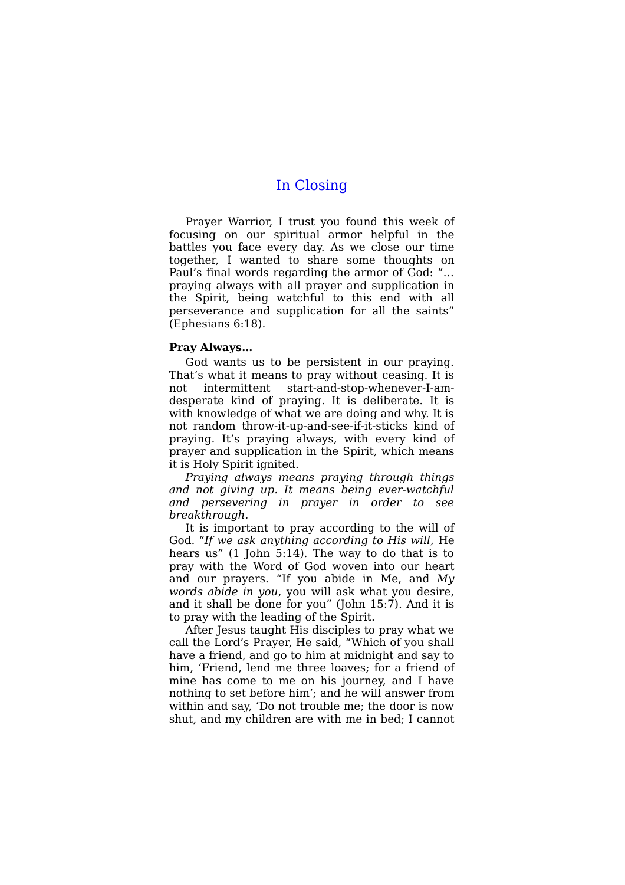# In Closing

Prayer Warrior, I trust you found this week of focusing on our spiritual armor helpful in the battles you face every day. As we close our time together, I wanted to share some thoughts on Paul's final words regarding the armor of God: "… praying always with all prayer and supplication in the Spirit, being watchful to this end with all perseverance and supplication for all the saints" (Ephesians 6:18).

**Pray Always…**

God wants us to be persistent in our praying. That's what it means to pray without ceasing. It is not intermittent start-and-stop-whenever-I-am-desperate kind of praying. It is deliberate. It is with knowledge of what we are doing and why. It is not random throw-it-up-and-see-if-it-sticks kind of praying. It's praying always, with every kind of prayer and supplication in the Spirit, which means it is Holy Spirit ignited.

*Praying always means praying through things and not giving up. It means being ever-watchful and persevering in prayer in order to see breakthrough.*

It is important to pray according to the will of God. "*If we ask anything according to His will,* He hears us" (1 John 5:14). The way to do that is to pray with the Word of God woven into our heart and our prayers. "If you abide in Me, and *My words abide in you*, you will ask what you desire, and it shall be done for you" (John 15:7). And it is to pray with the leading of the Spirit.

After Jesus taught His disciples to pray what we call the Lord's Prayer, He said, "Which of you shall have a friend, and go to him at midnight and say to him, 'Friend, lend me three loaves; for a friend of mine has come to me on his journey, and I have nothing to set before him'; and he will answer from within and say, 'Do not trouble me; the door is now shut, and my children are with me in bed; I cannot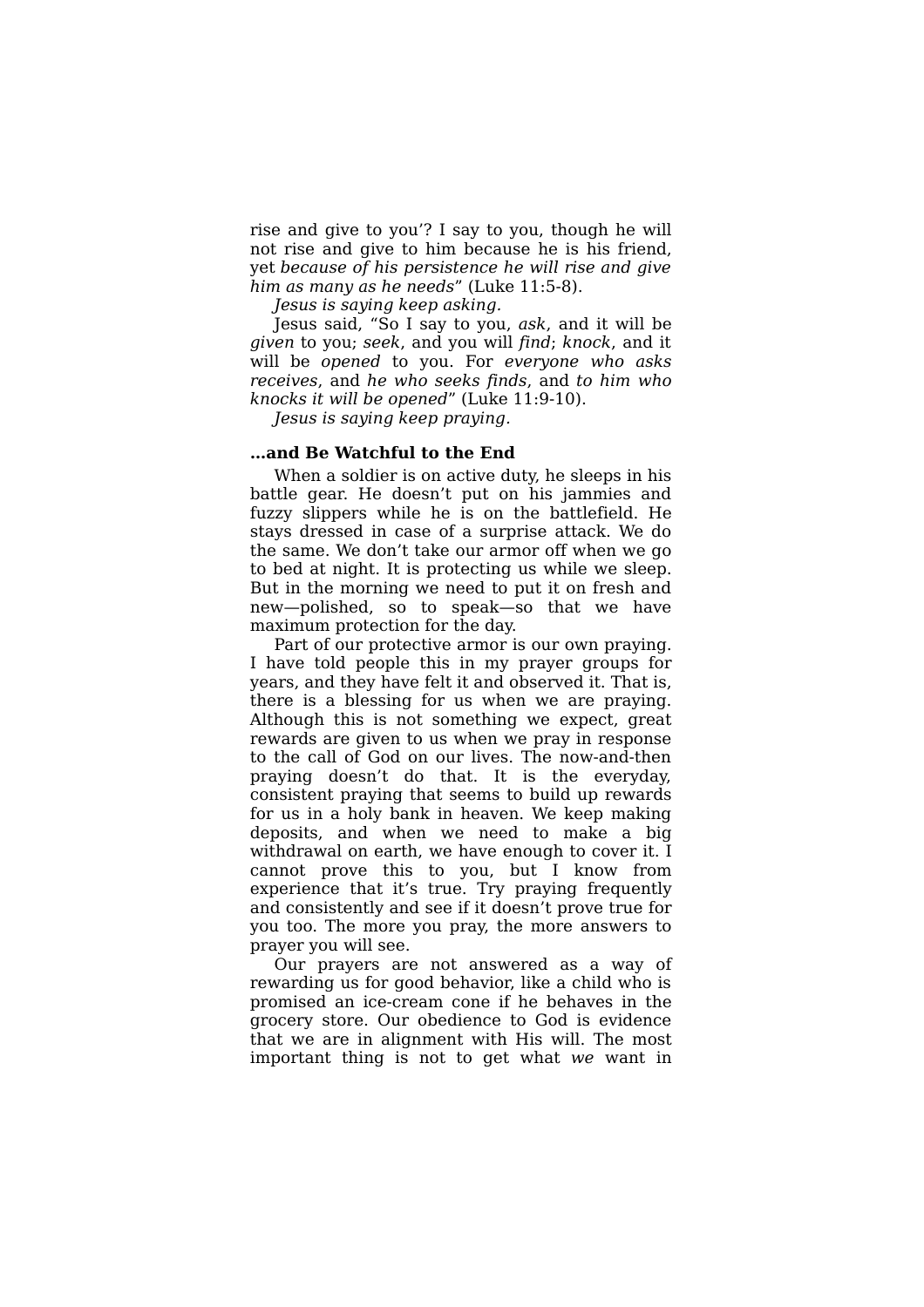rise and give to you'? I say to you, though he will not rise and give to him because he is his friend, yet *because of his persistence he will rise and give him as many as he needs*" (Luke 11:5-8).

*Jesus is saying keep asking.*

Jesus said, "So I say to you, *ask*, and it will be *given* to you; *seek*, and you will *find*; *knock*, and it will be *opened* to you. For *everyone who asks receives*, and *he who seeks finds*, and *to him who knocks it will be opened*" (Luke 11:9-10).

*Jesus is saying keep praying.*

**…and Be Watchful to the End**

When a soldier is on active duty, he sleeps in his battle gear. He doesn't put on his jammies and fuzzy slippers while he is on the battlefield. He stays dressed in case of a surprise attack. We do the same. We don't take our armor off when we go to bed at night. It is protecting us while we sleep. But in the morning we need to put it on fresh and new—polished, so to speak—so that we have maximum protection for the day.

Part of our protective armor is our own praying. I have told people this in my prayer groups for years, and they have felt it and observed it. That is, there is a blessing for us when we are praying. Although this is not something we expect, great rewards are given to us when we pray in response to the call of God on our lives. The now-and-then praying doesn't do that. It is the everyday, consistent praying that seems to build up rewards for us in a holy bank in heaven. We keep making deposits, and when we need to make a big withdrawal on earth, we have enough to cover it. I cannot prove this to you, but I know from experience that it's true. Try praying frequently and consistently and see if it doesn't prove true for you too. The more you pray, the more answers to prayer you will see.

Our prayers are not answered as a way of rewarding us for good behavior, like a child who is promised an ice-cream cone if he behaves in the grocery store. Our obedience to God is evidence that we are in alignment with His will. The most important thing is not to get what *we* want in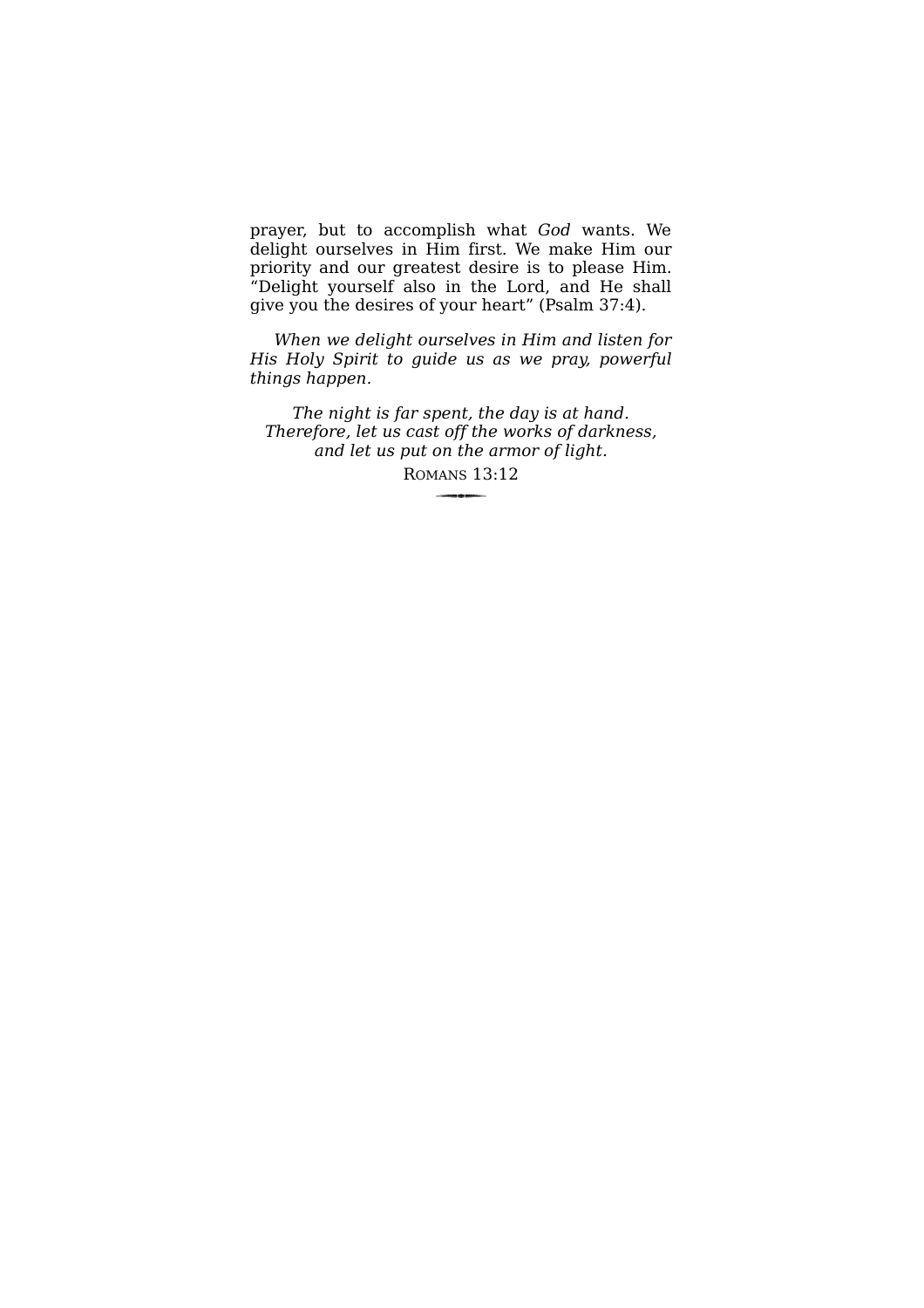prayer, but to accomplish what *God* wants. We delight ourselves in Him first. We make Him our priority and our greatest desire is to please Him. “Delight yourself also in the Lord, and He shall give you the desires of your heart” (Psalm 37:4).

*When we delight ourselves in Him and listen for His Holy Spirit to guide us as we pray, powerful things happen.*

*The night is far spent, the day is at hand.*
*Therefore, let us cast off the works of darkness,*
*and let us put on the armor of light.*

ROMANS 13:12